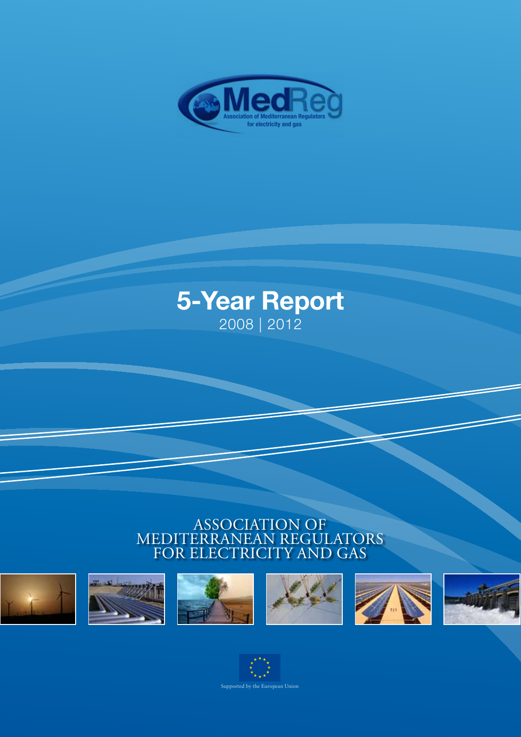MedReg

Association of Mediterranean Regulators for electricity and gas

# 5-Year Report

2008 | 2012

ASSOCIATION OF MEDITERRANEAN REGULATORS FOR ELECTRICITY AND GAS

Supported by the European Union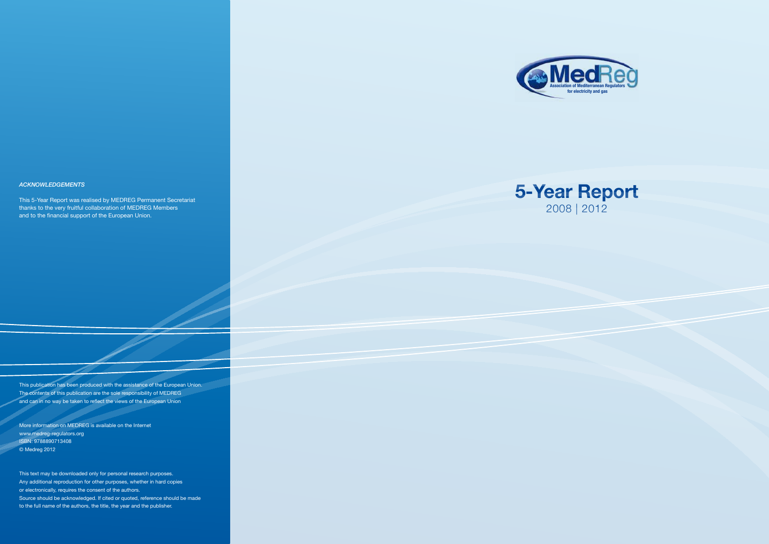*ACKNOWLEDGEMENTS*

This 5-Year Report was realised by MEDREG Permanent Secretariat thanks to the very fruitful collaboration of MEDREG Members and to the financial support of the European Union.

This publication has been produced with the assistance of the European Union. The contents of this publication are the sole responsibility of MEDREG and can in no way be taken to reflect the views of the European Union

More information on MEDREG is available on the Internet
www.medreg-regulators.org
ISBN: 9788890713408
© Medreg 2012

This text may be downloaded only for personal research purposes. Any additional reproduction for other purposes, whether in hard copies or electronically, requires the consent of the authors. Source should be acknowledged. If cited or quoted, reference should be made to the full name of the authors, the title, the year and the publisher.

MedReg
Association of Mediterranean Regulators for electricity and gas

# 5-Year Report

2008 | 2012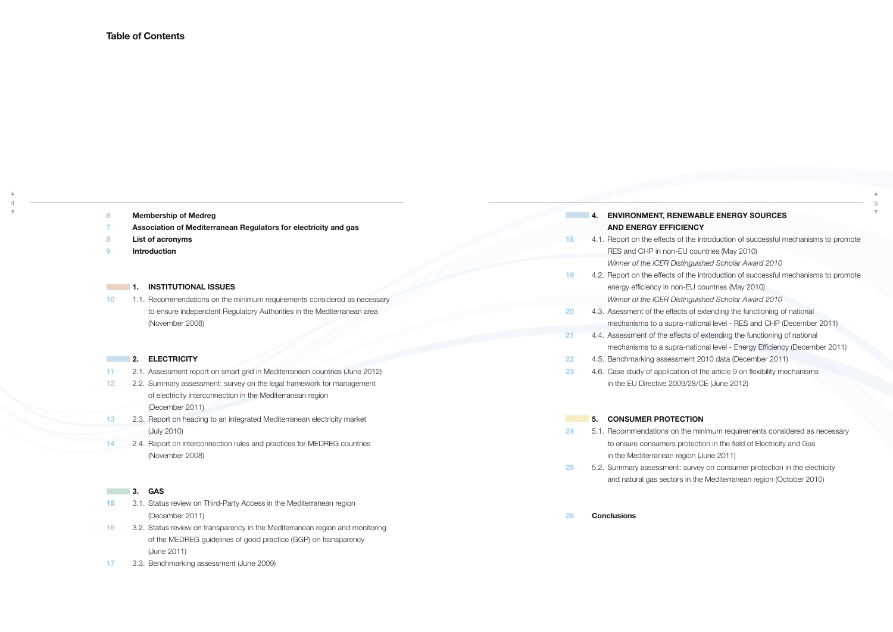# Table of Contents

6 **Membership of Medreg**

7 **Association of Mediterranean Regulators for electricity and gas**

8 **List of acronyms**

9 **Introduction**

## 1. INSTITUTIONAL ISSUES

10 1.1. Recommendations on the minimum requirements considered as necessary to ensure independent Regulatory Authorities in the Mediterranean area (November 2008)

## 2. ELECTRICITY

11 2.1. Assessment report on smart grid in Mediterranean countries (June 2012)

12 2.2. Summary assessment: survey on the legal framework for management of electricity interconnection in the Mediterranean region (December 2011)

13 2.3. Report on heading to an integrated Mediterranean electricity market (July 2010)

14 2.4. Report on interconnection rules and practices for MEDREG countries (November 2008)

## 3. GAS

15 3.1. Status review on Third-Party Access in the Mediterranean region (December 2011)

16 3.2. Status review on transparency in the Mediterranean region and monitoring of the MEDREG guidelines of good practice (GGP) on transparency (June 2011)

17 3.3. Benchmarking assessment (June 2009)

## 4. ENVIRONMENT, RENEWABLE ENERGY SOURCES AND ENERGY EFFICIENCY

18 4.1. Report on the effects of the introduction of successful mechanisms to promote RES and CHP in non-EU countries (May 2010)
*Winner of the ICER Distinguished Scholar Award 2010*

19 4.2. Report on the effects of the introduction of successful mechanisms to promote energy efficiency in non-EU countries (May 2010)
*Winner of the ICER Distinguished Scholar Award 2010*

20 4.3. Assessment of the effects of extending the functioning of national mechanisms to a supra-national level - RES and CHP (December 2011)

21 4.4. Assessment of the effects of extending the functioning of national mechanisms to a supra-national level - Energy Efficiency (December 2011)

22 4.5. Benchmarking assessment 2010 data (December 2011)

23 4.6. Case study of application of the article 9 on flexibility mechanisms in the EU Directive 2009/28/CE (June 2012)

## 5. CONSUMER PROTECTION

24 5.1. Recommendations on the minimum requirements considered as necessary to ensure consumers protection in the field of Electricity and Gas in the Mediterranean region (June 2011)

25 5.2. Summary assessment: survey on consumer protection in the electricity and natural gas sectors in the Mediterranean region (October 2010)

26 **Conclusions**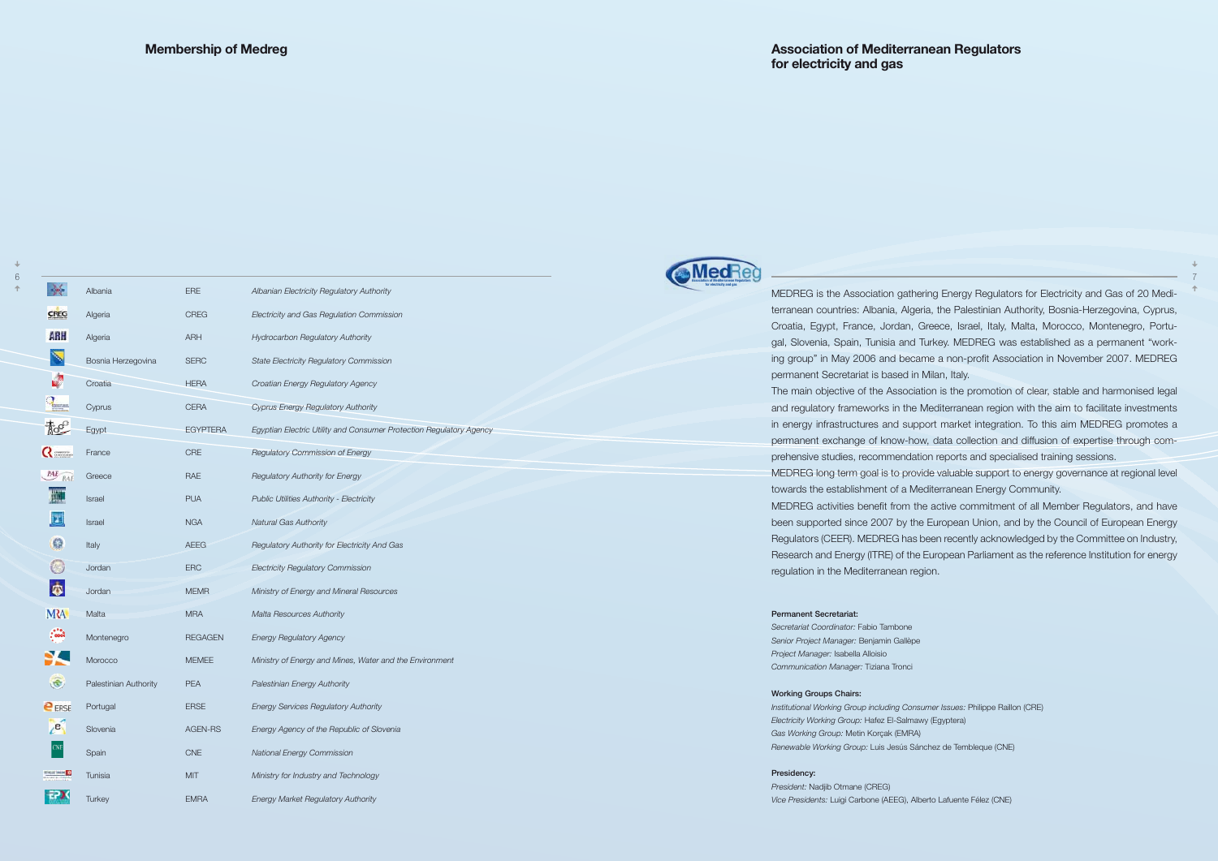## Membership of Medreg

| Country | Acronym | Authority |
|---|---|---|
| Albania | ERE | *Albanian Electricity Regulatory Authority* |
| Algeria | CREG | *Electricity and Gas Regulation Commission* |
| Algeria | ARH | *Hydrocarbon Regulatory Authority* |
| Bosnia Herzegovina | SERC | *State Electricity Regulatory Commission* |
| Croatia | HERA | *Croatian Energy Regulatory Agency* |
| Cyprus | CERA | *Cyprus Energy Regulatory Authority* |
| Egypt | EGYPTERA | *Egyptian Electric Utility and Consumer Protection Regulatory Agency* |
| France | CRE | *Regulatory Commission of Energy* |
| Greece | RAE | *Regulatory Authority for Energy* |
| Israel | PUA | *Public Utilities Authority - Electricity* |
| Israel | NGA | *Natural Gas Authority* |
| Italy | AEEG | *Regulatory Authority for Electricity And Gas* |
| Jordan | ERC | *Electricity Regulatory Commission* |
| Jordan | MEMR | *Ministry of Energy and Mineral Resources* |
| Malta | MRA | *Malta Resources Authority* |
| Montenegro | REGAGEN | *Energy Regulatory Agency* |
| Morocco | MEMEE | *Ministry of Energy and Mines, Water and the Environment* |
| Palestinian Authority | PEA | *Palestinian Energy Authority* |
| Portugal | ERSE | *Energy Services Regulatory Authority* |
| Slovenia | AGEN-RS | *Energy Agency of the Republic of Slovenia* |
| Spain | CNE | *National Energy Commission* |
| Tunisia | MIT | *Ministry for Industry and Technology* |
| Turkey | EMRA | *Energy Market Regulatory Authority* |

## Association of Mediterranean Regulators for electricity and gas

MEDREG is the Association gathering Energy Regulators for Electricity and Gas of 20 Mediterranean countries: Albania, Algeria, the Palestinian Authority, Bosnia-Herzegovina, Cyprus, Croatia, Egypt, France, Jordan, Greece, Israel, Italy, Malta, Morocco, Montenegro, Portugal, Slovenia, Spain, Tunisia and Turkey. MEDREG was established as a permanent "working group" in May 2006 and became a non-profit Association in November 2007. MEDREG permanent Secretariat is based in Milan, Italy.

The main objective of the Association is the promotion of clear, stable and harmonised legal and regulatory frameworks in the Mediterranean region with the aim to facilitate investments in energy infrastructures and support market integration. To this aim MEDREG promotes a permanent exchange of know-how, data collection and diffusion of expertise through comprehensive studies, recommendation reports and specialised training sessions.

MEDREG long term goal is to provide valuable support to energy governance at regional level towards the establishment of a Mediterranean Energy Community.

MEDREG activities benefit from the active commitment of all Member Regulators, and have been supported since 2007 by the European Union, and by the Council of European Energy Regulators (CEER). MEDREG has been recently acknowledged by the Committee on Industry, Research and Energy (ITRE) of the European Parliament as the reference Institution for energy regulation in the Mediterranean region.

**Permanent Secretariat:**

*Secretariat Coordinator:* Fabio Tambone
*Senior Project Manager:* Benjamin Gallèpe
*Project Manager:* Isabella Alloisio
*Communication Manager:* Tiziana Tronci

**Working Groups Chairs:**

*Institutional Working Group including Consumer Issues:* Philippe Raillon (CRE)
*Electricity Working Group:* Hafez El-Salmawy (Egyptera)
*Gas Working Group:* Metin Korçak (EMRA)
*Renewable Working Group:* Luis Jesús Sánchez de Tembleque (CNE)

**Presidency:**

*President:* Nadjib Otmane (CREG)
*Vice Presidents:* Luigi Carbone (AEEG), Alberto Lafuente Félez (CNE)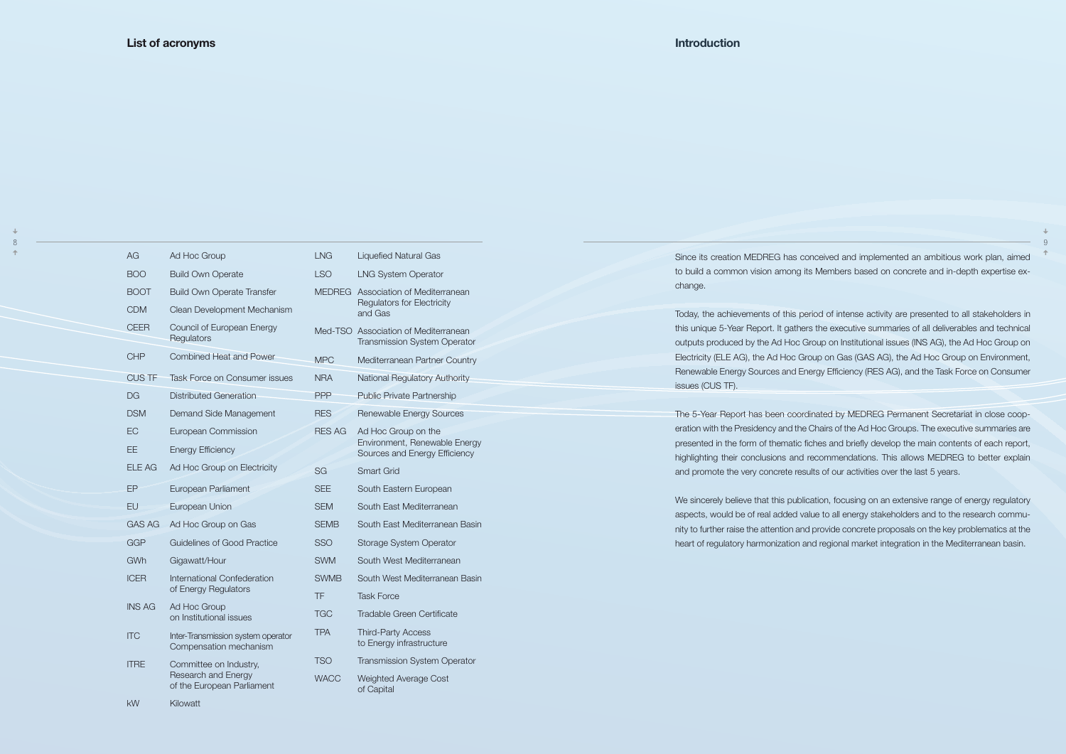## List of acronyms

| | |
|---|---|
| AG | Ad Hoc Group |
| BOO | Build Own Operate |
| BOOT | Build Own Operate Transfer |
| CDM | Clean Development Mechanism |
| CEER | Council of European Energy Regulators |
| CHP | Combined Heat and Power |
| CUS TF | Task Force on Consumer issues |
| DG | Distributed Generation |
| DSM | Demand Side Management |
| EC | European Commission |
| EE | Energy Efficiency |
| ELE AG | Ad Hoc Group on Electricity |
| EP | European Parliament |
| EU | European Union |
| GAS AG | Ad Hoc Group on Gas |
| GGP | Guidelines of Good Practice |
| GWh | Gigawatt/Hour |
| ICER | International Confederation of Energy Regulators |
| INS AG | Ad Hoc Group on Institutional issues |
| ITC | Inter-Transmission system operator Compensation mechanism |
| ITRE | Committee on Industry, Research and Energy of the European Parliament |
| kW | Kilowatt |
| LNG | Liquefied Natural Gas |
| LSO | LNG System Operator |
| MEDREG | Association of Mediterranean Regulators for Electricity and Gas |
| Med-TSO | Association of Mediterranean Transmission System Operator |
| MPC | Mediterranean Partner Country |
| NRA | National Regulatory Authority |
| PPP | Public Private Partnership |
| RES | Renewable Energy Sources |
| RES AG | Ad Hoc Group on the Environment, Renewable Energy Sources and Energy Efficiency |
| SG | Smart Grid |
| SEE | South Eastern European |
| SEM | South East Mediterranean |
| SEMB | South East Mediterranean Basin |
| SSO | Storage System Operator |
| SWM | South West Mediterranean |
| SWMB | South West Mediterranean Basin |
| TF | Task Force |
| TGC | Tradable Green Certificate |
| TPA | Third-Party Access to Energy infrastructure |
| TSO | Transmission System Operator |
| WACC | Weighted Average Cost of Capital |

## Introduction

Since its creation MEDREG has conceived and implemented an ambitious work plan, aimed to build a common vision among its Members based on concrete and in-depth expertise exchange.

Today, the achievements of this period of intense activity are presented to all stakeholders in this unique 5-Year Report. It gathers the executive summaries of all deliverables and technical outputs produced by the Ad Hoc Group on Institutional issues (INS AG), the Ad Hoc Group on Electricity (ELE AG), the Ad Hoc Group on Gas (GAS AG), the Ad Hoc Group on Environment, Renewable Energy Sources and Energy Efficiency (RES AG), and the Task Force on Consumer issues (CUS TF).

The 5-Year Report has been coordinated by MEDREG Permanent Secretariat in close cooperation with the Presidency and the Chairs of the Ad Hoc Groups. The executive summaries are presented in the form of thematic fiches and briefly develop the main contents of each report, highlighting their conclusions and recommendations. This allows MEDREG to better explain and promote the very concrete results of our activities over the last 5 years.

We sincerely believe that this publication, focusing on an extensive range of energy regulatory aspects, would be of real added value to all energy stakeholders and to the research community to further raise the attention and provide concrete proposals on the key problematics at the heart of regulatory harmonization and regional market integration in the Mediterranean basin.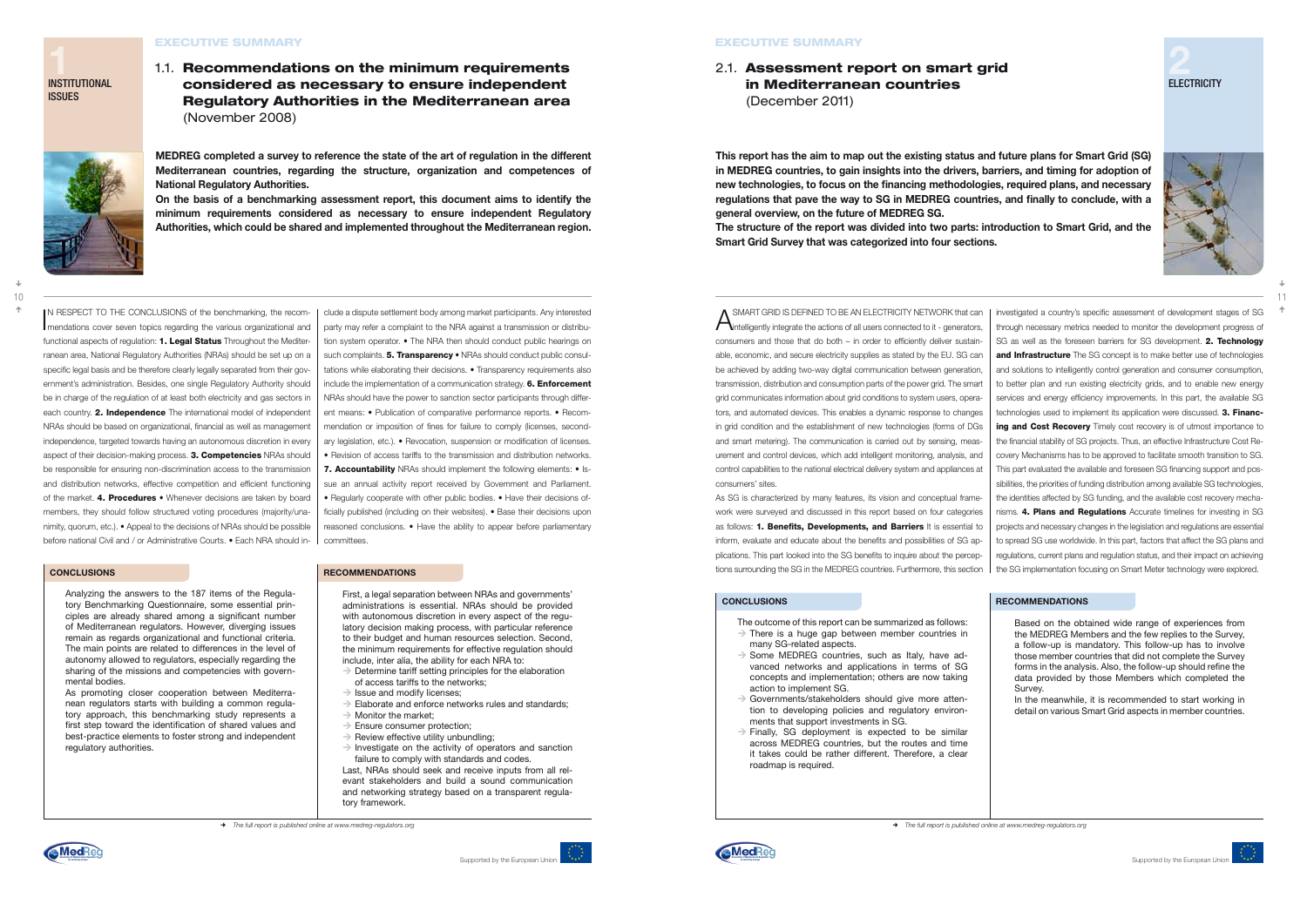# EXECUTIVE SUMMARY

## 1 INSTITUTIONAL ISSUES

### 1.1. **Recommendations on the minimum requirements considered as necessary to ensure independent Regulatory Authorities in the Mediterranean area** (November 2008)

**MEDREG completed a survey to reference the state of the art of regulation in the different Mediterranean countries, regarding the structure, organization and competences of National Regulatory Authorities.**

**On the basis of a benchmarking assessment report, this document aims to identify the minimum requirements considered as necessary to ensure independent Regulatory Authorities, which could be shared and implemented throughout the Mediterranean region.**

IN RESPECT TO THE CONCLUSIONS of the benchmarking, the recommendations cover seven topics regarding the various organizational and functional aspects of regulation: **1. Legal Status** Throughout the Mediterranean area, National Regulatory Authorities (NRAs) should be set up on a specific legal basis and be therefore clearly legally separated from their government's administration. Besides, one single Regulatory Authority should be in charge of the regulation of at least both electricity and gas sectors in each country. **2. Independence** The international model of independent NRAs should be based on organizational, financial as well as management independence, targeted towards having an autonomous discretion in every aspect of their decision-making process. **3. Competencies** NRAs should be responsible for ensuring non-discrimination access to the transmission and distribution networks, effective competition and efficient functioning of the market. **4. Procedures** • Whenever decisions are taken by board members, they should follow structured voting procedures (majority/unanimity, quorum, etc.). • Appeal to the decisions of NRAs should be possible before national Civil and / or Administrative Courts. • Each NRA should include a dispute settlement body among market participants. Any interested party may refer a complaint to the NRA against a transmission or distribution system operator. • The NRA then should conduct public hearings on such complaints. **5. Transparency** • NRAs should conduct public consultations while elaborating their decisions. • Transparency requirements also include the implementation of a communication strategy. **6. Enforcement** NRAs should have the power to sanction sector participants through different means: • Publication of comparative performance reports. • Recommendation or imposition of fines for failure to comply (licenses, secondary legislation, etc.). • Revocation, suspension or modification of licenses. • Revision of access tariffs to the transmission and distribution networks. **7. Accountability** NRAs should implement the following elements: • Issue an annual activity report received by Government and Parliament. • Regularly cooperate with other public bodies. • Have their decisions officially published (including on their websites). • Base their decisions upon reasoned conclusions. • Have the ability to appear before parliamentary committees.

#### CONCLUSIONS

Analyzing the answers to the 187 items of the Regulatory Benchmarking Questionnaire, some essential principles are already shared among a significant number of Mediterranean regulators. However, diverging issues remain as regards organizational and functional criteria. The main points are related to differences in the level of autonomy allowed to regulators, especially regarding the sharing of the missions and competencies with governmental bodies.

As promoting closer cooperation between Mediterranean regulators starts with building a common regulatory approach, this benchmarking study represents a first step toward the identification of shared values and best-practice elements to foster strong and independent regulatory authorities.

#### RECOMMENDATIONS

First, a legal separation between NRAs and governments' administrations is essential. NRAs should be provided with autonomous discretion in every aspect of the regulatory decision making process, with particular reference to their budget and human resources selection. Second, the minimum requirements for effective regulation should include, inter alia, the ability for each NRA to:

- → Determine tariff setting principles for the elaboration of access tariffs to the networks;
- → Issue and modify licenses;
- → Elaborate and enforce networks rules and standards;
- → Monitor the market;
- → Ensure consumer protection;
- → Review effective utility unbundling;
- → Investigate on the activity of operators and sanction failure to comply with standards and codes.

Last, NRAs should seek and receive inputs from all relevant stakeholders and build a sound communication and networking strategy based on a transparent regulatory framework.

→ *The full report is published online at www.medreg-regulators.org*

# EXECUTIVE SUMMARY

## 2 ELECTRICITY

### 2.1. **Assessment report on smart grid in Mediterranean countries** (December 2011)

**This report has the aim to map out the existing status and future plans for Smart Grid (SG) in MEDREG countries, to gain insights into the drivers, barriers, and timing for adoption of new technologies, to focus on the financing methodologies, required plans, and necessary regulations that pave the way to SG in MEDREG countries, and finally to conclude, with a general overview, on the future of MEDREG SG.**

**The structure of the report was divided into two parts: introduction to Smart Grid, and the Smart Grid Survey that was categorized into four sections.**

A SMART GRID IS DEFINED TO BE AN ELECTRICITY NETWORK that can intelligently integrate the actions of all users connected to it - generators, consumers and those that do both – in order to efficiently deliver sustainable, economic, and secure electricity supplies as stated by the EU. SG can be achieved by adding two-way digital communication between generation, transmission, distribution and consumption parts of the power grid. The smart grid communicates information about grid conditions to system users, operators, and automated devices. This enables a dynamic response to changes in grid condition and the establishment of new technologies (forms of DGs and smart metering). The communication is carried out by sensing, measurement and control devices, which add intelligent monitoring, analysis, and control capabilities to the national electrical delivery system and appliances at consumers' sites.

As SG is characterized by many features, its vision and conceptual framework were surveyed and discussed in this report based on four categories as follows: **1. Benefits, Developments, and Barriers** It is essential to inform, evaluate and educate about the benefits and possibilities of SG applications. This part looked into the SG benefits to inquire about the perceptions surrounding the SG in the MEDREG countries. Furthermore, this section investigated a country's specific assessment of development stages of SG through necessary metrics needed to monitor the development progress of SG as well as the foreseen barriers for SG development. **2. Technology and Infrastructure** The SG concept is to make better use of technologies and solutions to intelligently control generation and consumer consumption, to better plan and run existing electricity grids, and to enable new energy services and energy efficiency improvements. In this part, the available SG technologies used to implement its application were discussed. **3. Financing and Cost Recovery** Timely cost recovery is of utmost importance to the financial stability of SG projects. Thus, an effective Infrastructure Cost Recovery Mechanisms has to be approved to facilitate smooth transition to SG. This part evaluated the available and foreseen SG financing support and possibilities, the priorities of funding distribution among available SG technologies, the identities affected by SG funding, and the available cost recovery mechanisms. **4. Plans and Regulations** Accurate timelines for investing in SG projects and necessary changes in the legislation and regulations are essential to spread SG use worldwide. In this part, factors that affect the SG plans and regulations, current plans and regulation status, and their impact on achieving the SG implementation focusing on Smart Meter technology were explored.

#### CONCLUSIONS

The outcome of this report can be summarized as follows:

- → There is a huge gap between member countries in many SG-related aspects.
- → Some MEDREG countries, such as Italy, have advanced networks and applications in terms of SG concepts and implementation; others are now taking action to implement SG.
- → Governments/stakeholders should give more attention to developing policies and regulatory environments that support investments in SG.
- → Finally, SG deployment is expected to be similar across MEDREG countries, but the routes and time it takes could be rather different. Therefore, a clear roadmap is required.

#### RECOMMENDATIONS

Based on the obtained wide range of experiences from the MEDREG Members and the few replies to the Survey, a follow-up is mandatory. This follow-up has to involve those member countries that did not complete the Survey forms in the analysis. Also, the follow-up should refine the data provided by those Members which completed the Survey.

In the meanwhile, it is recommended to start working in detail on various Smart Grid aspects in member countries.

→ *The full report is published online at www.medreg-regulators.org*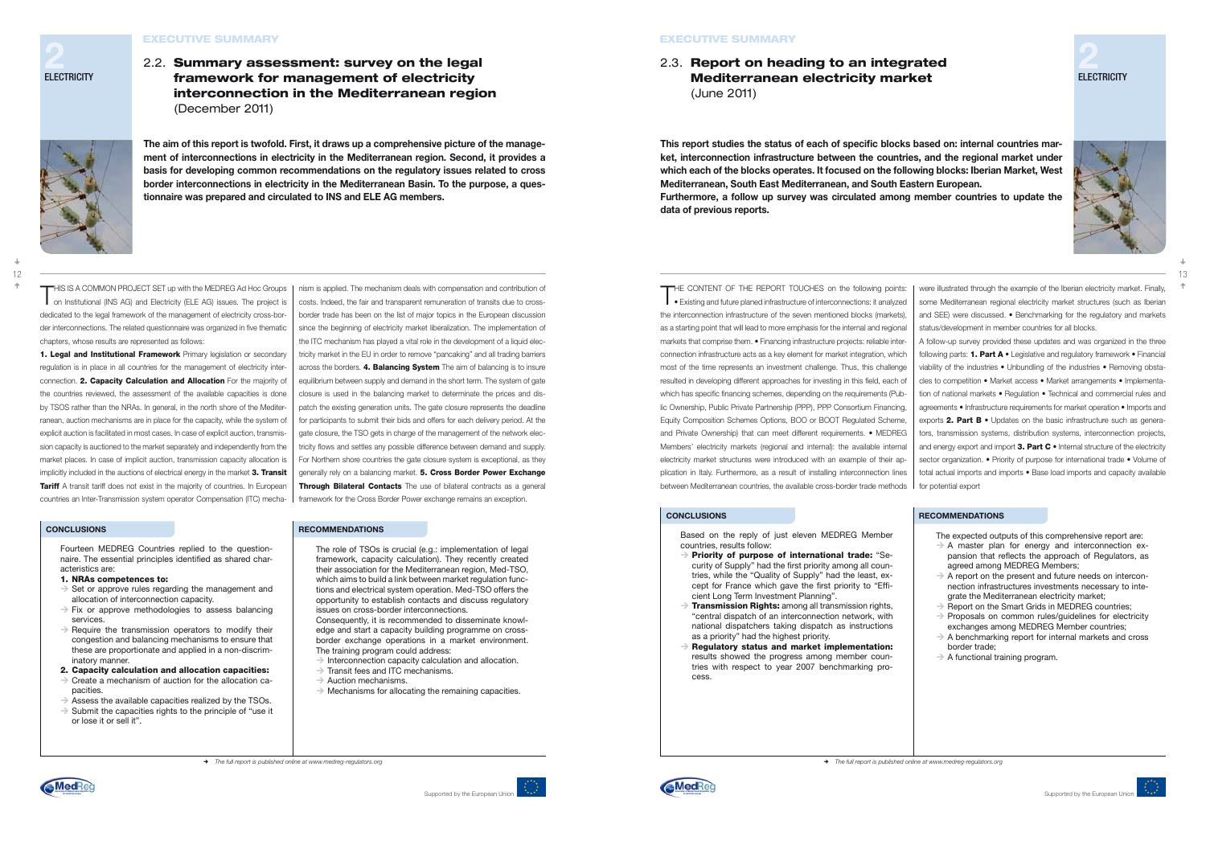## 2.2. Summary assessment: survey on the legal framework for management of electricity interconnection in the Mediterranean region (December 2011)

**The aim of this report is twofold. First, it draws up a comprehensive picture of the management of interconnections in electricity in the Mediterranean region. Second, it provides a basis for developing common recommendations on the regulatory issues related to cross border interconnections in electricity in the Mediterranean Basin. To the purpose, a questionnaire was prepared and circulated to INS and ELE AG members.**

This is a common project set up with the MEDREG Ad Hoc Groups on Institutional (INS AG) and Electricity (ELE AG) issues. The project is dedicated to the legal framework of the management of electricity cross-border interconnections. The related questionnaire was organized in five thematic chapters, whose results are represented as follows:

**1. Legal and Institutional Framework** Primary legislation or secondary regulation is in place in all countries for the management of electricity interconnection. **2. Capacity Calculation and Allocation** For the majority of the countries reviewed, the assessment of the available capacities is done by TSOS rather than the NRAs. In general, in the north shore of the Mediterranean, auction mechanisms are in place for the capacity, while the system of explicit auction is facilitated in most cases. In case of explicit auction, transmission capacity is auctioned to the market separately and independently from the market places. In case of implicit auction, transmission capacity allocation is implicitly included in the auctions of electrical energy in the market **3. Transit Tariff** A transit tariff does not exist in the majority of countries. In European countries an Inter-Transmission system operator Compensation (ITC) mechanism is applied. The mechanism deals with compensation and contribution of costs. Indeed, the fair and transparent remuneration of transits due to cross-border trade has been on the list of major topics in the European discussion since the beginning of electricity market liberalization. The implementation of the ITC mechanism has played a vital role in the development of a liquid electricity market in the EU in order to remove "pancaking" and all trading barriers across the borders. **4. Balancing System** The aim of balancing is to insure equilibrium between supply and demand in the short term. The system of gate closure is used in the balancing market to determinate the prices and dispatch the existing generation units. The gate closure represents the deadline for participants to submit their bids and offers for each delivery period. At the gate closure, the TSO gets in charge of the management of the network electricity flows and settles any possible difference between demand and supply. For Northern shore countries the gate closure system is exceptional, as they generally rely on a balancing market. **5. Cross Border Power Exchange Through Bilateral Contacts** The use of bilateral contracts as a general framework for the Cross Border Power exchange remains an exception.

### CONCLUSIONS

Fourteen MEDREG Countries replied to the questionnaire. The essential principles identified as shared characteristics are:

**1. NRAs competences to:**
- Set or approve rules regarding the management and allocation of interconnection capacity.
- Fix or approve methodologies to assess balancing services.
- Require the transmission operators to modify their congestion and balancing mechanisms to ensure that these are proportionate and applied in a non-discriminatory manner.

**2. Capacity calculation and allocation capacities:**
- Create a mechanism of auction for the allocation capacities.
- Assess the available capacities realized by the TSOs.
- Submit the capacities rights to the principle of "use it or lose it or sell it".

### RECOMMENDATIONS

The role of TSOs is crucial (e.g.: implementation of legal framework, capacity calculation). They recently created their association for the Mediterranean region, Med-TSO, which aims to build a link between market regulation functions and electrical system operation. Med-TSO offers the opportunity to establish contacts and discuss regulatory issues on cross-border interconnections.
Consequently, it is recommended to disseminate knowledge and start a capacity building programme on cross-border exchange operations in a market environment. The training program could address:
- Interconnection capacity calculation and allocation.
- Transit fees and ITC mechanisms.
- Auction mechanisms.
- Mechanisms for allocating the remaining capacities.

*The full report is published online at www.medreg-regulators.org*

## 2.3. Report on heading to an integrated Mediterranean electricity market (June 2011)

**This report studies the status of each of specific blocks based on: internal countries market, interconnection infrastructure between the countries, and the regional market under which each of the blocks operates. It focused on the following blocks: Iberian Market, West Mediterranean, South East Mediterranean, and South Eastern European.**
**Furthermore, a follow up survey was circulated among member countries to update the data of previous reports.**

The content of the report touches on the following points: • Existing and future planed infrastructure of interconnections: it analyzed the interconnection infrastructure of the seven mentioned blocks (markets), as a starting point that will lead to more emphasis for the internal and regional markets that comprise them. • Financing infrastructure projects: reliable interconnection infrastructure acts as a key element for market integration, which most of the time represents an investment challenge. Thus, this challenge resulted in developing different approaches for investing in this field, each of which has specific financing schemes, depending on the requirements (Public Ownership, Public Private Partnership (PPP), PPP Consortium Financing, Equity Composition Schemes Options, BOO or BOOT Regulated Scheme, and Private Ownership) that can meet different requirements. • MEDREG Members' electricity markets (regional and internal): the available internal electricity market structures were introduced with an example of their application in Italy. Furthermore, as a result of installing interconnection lines between Mediterranean countries, the available cross-border trade methods were illustrated through the example of the Iberian electricity market. Finally, some Mediterranean regional electricity market structures (such as Iberian and SEE) were discussed. • Benchmarking for the regulatory and markets status/development in member countries for all blocks.

A follow-up survey provided these updates and was organized in the three following parts: **1. Part A** • Legislative and regulatory framework • Financial viability of the industries • Unbundling of the industries • Removing obstacles to competition • Market access • Market arrangements • Implementation of national markets • Regulation • Technical and commercial rules and agreements • Infrastructure requirements for market operation • Imports and exports **2. Part B** • Updates on the basic infrastructure such as generators, transmission systems, distribution systems, interconnection projects, and energy export and import **3. Part C** • Internal structure of the electricity sector organization. • Priority of purpose for international trade • Volume of total actual imports and imports • Base load imports and capacity available for potential export

### CONCLUSIONS

Based on the reply of just eleven MEDREG Member countries, results follow:
- **Priority of purpose of international trade:** "Security of Supply" had the first priority among all countries, while the "Quality of Supply" had the least, except for France which gave the first priority to "Efficient Long Term Investment Planning".
- **Transmission Rights:** among all transmission rights, "central dispatch of an interconnection network, with national dispatchers taking dispatch as instructions as a priority" had the highest priority.
- **Regulatory status and market implementation:** results showed the progress among member countries with respect to year 2007 benchmarking process.

### RECOMMENDATIONS

The expected outputs of this comprehensive report are:
- A master plan for energy and interconnection expansion that reflects the approach of Regulators, as agreed among MEDREG Members;
- A report on the present and future needs on interconnection infrastructures investments necessary to integrate the Mediterranean electricity market;
- Report on the Smart Grids in MEDREG countries;
- Proposals on common rules/guidelines for electricity exchanges among MEDREG Member countries;
- A benchmarking report for internal markets and cross border trade;
- A functional training program.

*The full report is published online at www.medreg-regulators.org*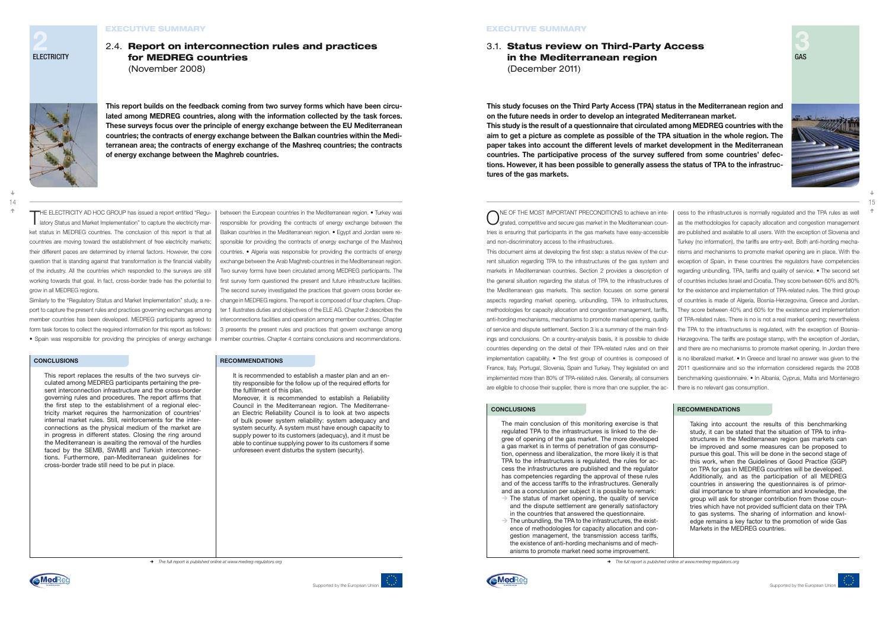## EXECUTIVE SUMMARY

2

ELECTRICITY

### 2.4. Report on interconnection rules and practices for MEDREG countries

(November 2008)

**This report builds on the feedback coming from two survey forms which have been circulated among MEDREG countries, along with the information collected by the task forces. These surveys focus over the principle of energy exchange between the EU Mediterranean countries; the contracts of energy exchange between the Balkan countries within the Mediterranean area; the contracts of energy exchange of the Mashreq countries; the contracts of energy exchange between the Maghreb countries.**

THE ELECTRICITY AD HOC GROUP has issued a report entitled "Regulatory Status and Market Implementation" to capture the electricity market status in MEDREG countries. The conclusion of this report is that all countries are moving toward the establishment of free electricity markets; their different paces are determined by internal factors. However, the core question that is standing against that transformation is the financial viability of the industry. All the countries which responded to the surveys are still working towards that goal. In fact, cross-border trade has the potential to grow in all MEDREG regions.

Similarly to the "Regulatory Status and Market Implementation" study, a report to capture the present rules and practices governing exchanges among member countries has been developed. MEDREG participants agreed to form task forces to collect the required information for this report as follows:
• Spain was responsible for providing the principles of energy exchange between the European countries in the Mediterranean region. • Turkey was responsible for providing the contracts of energy exchange between the Balkan countries in the Mediterranean region. • Egypt and Jordan were responsible for providing the contracts of energy exchange of the Mashreq countries. • Algeria was responsible for providing the contracts of energy exchange between the Arab Maghreb countries in the Mediterranean region. Two survey forms have been circulated among MEDREG participants. The first survey form questioned the present and future infrastructure facilities. The second survey investigated the practices that govern cross border exchange in MEDREG regions. The report is composed of four chapters. Chapter 1 illustrates duties and objectives of the ELE AG. Chapter 2 describes the interconnections facilities and operation among member countries. Chapter 3 presents the present rules and practices that govern exchange among member countries. Chapter 4 contains conclusions and recommendations.

#### CONCLUSIONS

This report replaces the results of the two surveys circulated among MEDREG participants pertaining the present interconnection infrastructure and the cross-border governing rules and procedures. The report affirms that the first step to the establishment of a regional electricity market requires the harmonization of countries' internal market rules. Still, reinforcements for the interconnections as the physical medium of the market are in progress in different states. Closing the ring around the Mediterranean is awaiting the removal of the hurdles faced by the SEMB, SWMB and Turkish interconnections. Furthermore, pan-Mediterranean guidelines for cross-border trade still need to be put in place.

#### RECOMMENDATIONS

It is recommended to establish a master plan and an entity responsible for the follow up of the required efforts for the fulfillment of this plan.

Moreover, it is recommended to establish a Reliability Council in the Mediterranean region. The Mediterranean Electric Reliability Council is to look at two aspects of bulk power system reliability: system adequacy and system security. A system must have enough capacity to supply power to its customers (adequacy), and it must be able to continue supplying power to its customers if some unforeseen event disturbs the system (security).

➔ *The full report is published online at www.medreg-regulators.org*

## EXECUTIVE SUMMARY

3

GAS

### 3.1. Status review on Third-Party Access in the Mediterranean region

(December 2011)

**This study focuses on the Third Party Access (TPA) status in the Mediterranean region and on the future needs in order to develop an integrated Mediterranean market.**
**This study is the result of a questionnaire that circulated among MEDREG countries with the aim to get a picture as complete as possible of the TPA situation in the whole region. The paper takes into account the different levels of market development in the Mediterranean countries. The participative process of the survey suffered from some countries' defections. However, it has been possible to generally assess the status of TPA to the infrastructures of the gas markets.**

ONE OF THE MOST IMPORTANT PRECONDITIONS to achieve an integrated, competitive and secure gas market in the Mediterranean countries is ensuring that participants in the gas markets have easy-accessible and non-discriminatory access to the infrastructures.

This document aims at developing the first step: a status review of the current situation regarding TPA to the infrastructures of the gas system and markets in Mediterranean countries. Section 2 provides a description of the general situation regarding the status of TPA to the infrastructures of the Mediterranean gas markets. This section focuses on some general aspects regarding market opening, unbundling, TPA to infrastructures, methodologies for capacity allocation and congestion management, tariffs, anti-hording mechanisms, mechanisms to promote market opening, quality of service and dispute settlement. Section 3 is a summary of the main findings and conclusions. On a country-analysis basis, it is possible to divide countries depending on the detail of their TPA-related rules and on their implementation capability. • The first group of countries is composed of France, Italy, Portugal, Slovenia, Spain and Turkey. They legislated on and implemented more than 80% of TPA-related rules. Generally, all consumers are eligible to choose their supplier, there is more than one supplier, the access to the infrastructures is normally regulated and the TPA rules as well as the methodologies for capacity allocation and congestion management are published and available to all users. With the exception of Slovenia and Turkey (no information), the tariffs are entry-exit. Both anti-hording mechanisms and mechanisms to promote market opening are in place. With the exception of Spain, in these countries the regulators have competencies regarding unbundling, TPA, tariffs and quality of service. • The second set of countries includes Israel and Croatia. They score between 60% and 80% for the existence and implementation of TPA-related rules. The third group of countries is made of Algeria, Bosnia-Herzegovina, Greece and Jordan. They score between 40% and 60% for the existence and implementation of TPA-related rules. There is no is not a real market opening; nevertheless the TPA to the infrastructures is regulated, with the exception of Bosnia-Herzegovina. The tariffs are postage stamp, with the exception of Jordan, and there are no mechanisms to promote market opening. In Jordan there is no liberalized market. • In Greece and Israel no answer was given to the 2011 questionnaire and so the information considered regards the 2008 benchmarking questionnaire. • In Albania, Cyprus, Malta and Montenegro there is no relevant gas consumption.

#### CONCLUSIONS

The main conclusion of this monitoring exercise is that regulated TPA to the infrastructures is linked to the degree of opening of the gas market. The more developed a gas market is in terms of penetration of gas consumption, openness and liberalization, the more likely it is that TPA to the infrastructures is regulated, the rules for access the infrastructures are published and the regulator has competencies regarding the approval of these rules and of the access tariffs to the infrastructures. Generally and as a conclusion per subject it is possible to remark:

- The status of market opening, the quality of service and the dispute settlement are generally satisfactory in the countries that answered the questionnaire.
- The unbundling, the TPA to the infrastructures, the existence of methodologies for capacity allocation and congestion management, the transmission access tariffs, the existence of anti-hording mechanisms and of mechanisms to promote market need some improvement.

#### RECOMMENDATIONS

Taking into account the results of this benchmarking study, it can be stated that the situation of TPA to infrastructures in the Mediterranean region gas markets can be improved and some measures can be proposed to pursue this goal. This will be done in the second stage of this work, when the Guidelines of Good Practice (GGP) on TPA for gas in MEDREG countries will be developed. Additionally, and as the participation of all MEDREG countries in answering the questionnaires is of primordial importance to share information and knowledge, the group will ask for stronger contribution from those countries which have not provided sufficient data on their TPA to gas systems. The sharing of information and knowledge remains a key factor to the promotion of wide Gas Markets in the MEDREG countries.

➔ *The full report is published online at www.medreg-regulators.org*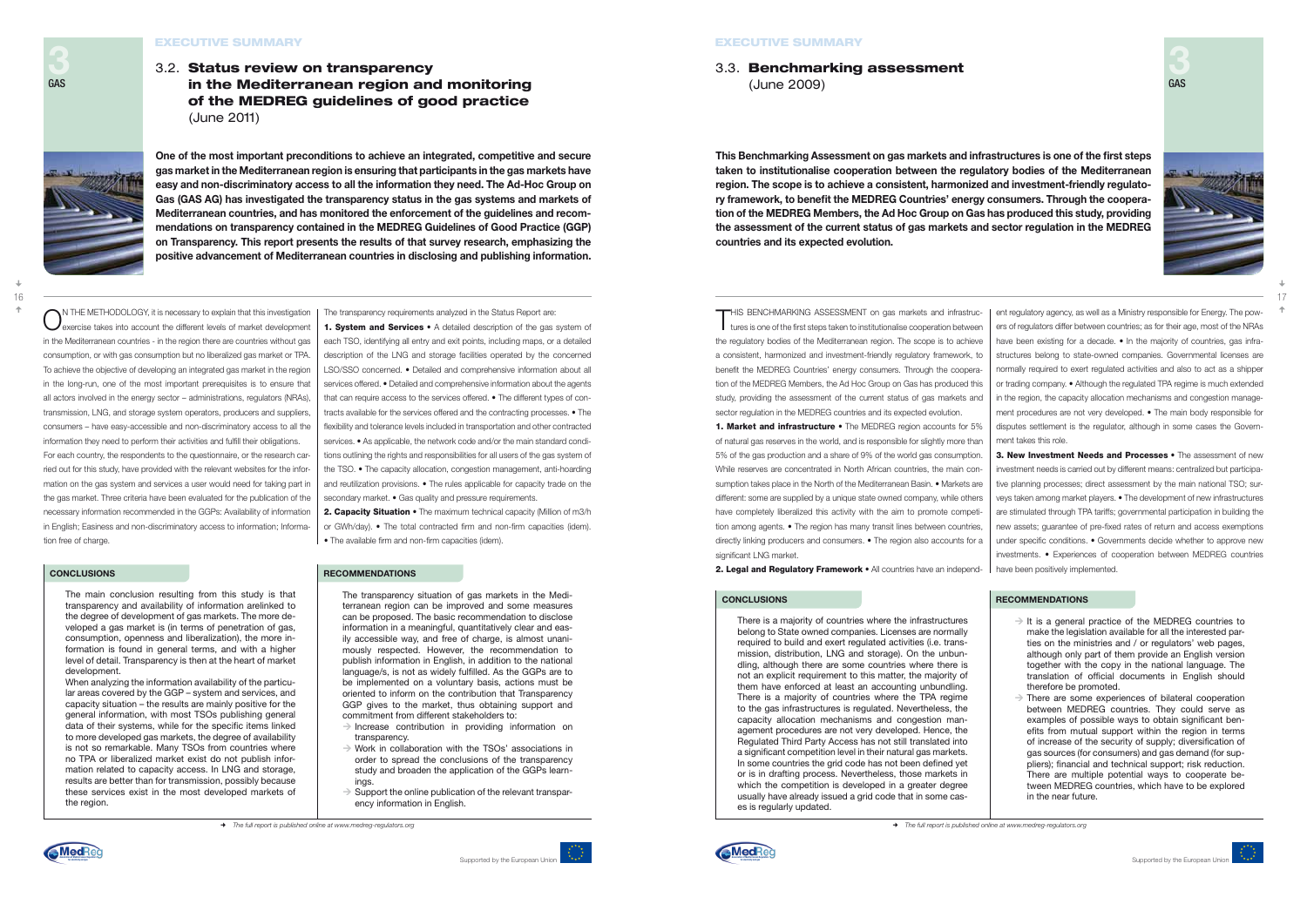## 3.2. Status review on transparency in the Mediterranean region and monitoring of the MEDREG guidelines of good practice (June 2011)

**One of the most important preconditions to achieve an integrated, competitive and secure gas market in the Mediterranean region is ensuring that participants in the gas markets have easy and non-discriminatory access to all the information they need. The Ad-Hoc Group on Gas (GAS AG) has investigated the transparency status in the gas systems and markets of Mediterranean countries, and has monitored the enforcement of the guidelines and recommendations on transparency contained in the MEDREG Guidelines of Good Practice (GGP) on Transparency. This report presents the results of that survey research, emphasizing the positive advancement of Mediterranean countries in disclosing and publishing information.**

On the methodology, it is necessary to explain that this investigation exercise takes into account the different levels of market development in the Mediterranean countries - in the region there are countries without gas consumption, or with gas consumption but no liberalized gas market or TPA. To achieve the objective of developing an integrated gas market in the region in the long-run, one of the most important prerequisites is to ensure that all actors involved in the energy sector – administrations, regulators (NRAs), transmission, LNG, and storage system operators, producers and suppliers, consumers – have easy-accessible and non-discriminatory access to all the information they need to perform their activities and fulfill their obligations.

For each country, the respondents to the questionnaire, or the research carried out for this study, have provided with the relevant websites for the information on the gas system and services a user would need for taking part in the gas market. Three criteria have been evaluated for the publication of the necessary information recommended in the GGPs: Availability of information in English; Easiness and non-discriminatory access to information; Information free of charge.

The transparency requirements analyzed in the Status Report are:

**1. System and Services** • A detailed description of the gas system of each TSO, identifying all entry and exit points, including maps, or a detailed description of the LNG and storage facilities operated by the concerned LSO/SSO concerned. • Detailed and comprehensive information about all services offered. • Detailed and comprehensive information about the agents that can require access to the services offered. • The different types of contracts available for the services offered and the contracting processes. • The flexibility and tolerance levels included in transportation and other contracted services. • As applicable, the network code and/or the main standard conditions outlining the rights and responsibilities for all users of the gas system of the TSO. • The capacity allocation, congestion management, anti-hoarding and reutilization provisions. • The rules applicable for capacity trade on the secondary market. • Gas quality and pressure requirements.

**2. Capacity Situation** • The maximum technical capacity (Million of m3/h or GWh/day). • The total contracted firm and non-firm capacities (idem). • The available firm and non-firm capacities (idem).

### CONCLUSIONS

The main conclusion resulting from this study is that transparency and availability of information arelinked to the degree of development of gas markets. The more developed a gas market is (in terms of penetration of gas, consumption, openness and liberalization), the more information is found in general terms, and with a higher level of detail. Transparency is then at the heart of market development.

When analyzing the information availability of the particular areas covered by the GGP – system and services, and capacity situation – the results are mainly positive for the general information, with most TSOs publishing general data of their systems, while for the specific items linked to more developed gas markets, the degree of availability is not so remarkable. Many TSOs from countries where no TPA or liberalized market exist do not publish information related to capacity access. In LNG and storage, results are better than for transmission, possibly because these services exist in the most developed markets of the region.

### RECOMMENDATIONS

The transparency situation of gas markets in the Mediterranean region can be improved and some measures can be proposed. The basic recommendation to disclose information in a meaningful, quantitatively clear and easily accessible way, and free of charge, is almost unanimously respected. However, the recommendation to publish information in English, in addition to the national language/s, is not as widely fulfilled. As the GGPs are to be implemented on a voluntary basis, actions must be oriented to inform on the contribution that Transparency GGP gives to the market, thus obtaining support and commitment from different stakeholders to:

- Increase contribution in providing information on transparency.
- Work in collaboration with the TSOs' associations in order to spread the conclusions of the transparency study and broaden the application of the GGPs learnings.
- Support the online publication of the relevant transparency information in English.

*The full report is published online at www.medreg-regulators.org*

## 3.3. Benchmarking assessment (June 2009)

**This Benchmarking Assessment on gas markets and infrastructures is one of the first steps taken to institutionalise cooperation between the regulatory bodies of the Mediterranean region. The scope is to achieve a consistent, harmonized and investment-friendly regulatory framework, to benefit the MEDREG Countries' energy consumers. Through the cooperation of the MEDREG Members, the Ad Hoc Group on Gas has produced this study, providing the assessment of the current status of gas markets and sector regulation in the MEDREG countries and its expected evolution.**

This Benchmarking Assessment on gas markets and infrastructures is one of the first steps taken to institutionalise cooperation between the regulatory bodies of the Mediterranean region. The scope is to achieve a consistent, harmonized and investment-friendly regulatory framework, to benefit the MEDREG Countries' energy consumers. Through the cooperation of the MEDREG Members, the Ad Hoc Group on Gas has produced this study, providing the assessment of the current status of gas markets and sector regulation in the MEDREG countries and its expected evolution.

**1. Market and infrastructure** • The MEDREG region accounts for 5% of natural gas reserves in the world, and is responsible for slightly more than 5% of the gas production and a share of 9% of the world gas consumption. While reserves are concentrated in North African countries, the main consumption takes place in the North of the Mediterranean Basin. • Markets are different: some are supplied by a unique state owned company, while others have completely liberalized this activity with the aim to promote competition among agents. • The region has many transit lines between countries, directly linking producers and consumers. • The region also accounts for a significant LNG market.

**2. Legal and Regulatory Framework** • All countries have an independent regulatory agency, as well as a Ministry responsible for Energy. The powers of regulators differ between countries; as for their age, most of the NRAs have been existing for a decade. • In the majority of countries, gas infrastructures belong to state-owned companies. Governmental licenses are normally required to exert regulated activities and also to act as a shipper or trading company. • Although the regulated TPA regime is much extended in the region, the capacity allocation mechanisms and congestion management procedures are not very developed. • The main body responsible for disputes settlement is the regulator, although in some cases the Government takes this role.

**3. New Investment Needs and Processes** • The assessment of new investment needs is carried out by different means: centralized but participative planning processes; direct assessment by the main national TSO; surveys taken among market players. • The development of new infrastructures are stimulated through TPA tariffs; governmental participation in building the new assets; guarantee of pre-fixed rates of return and access exemptions under specific conditions. • Governments decide whether to approve new investments. • Experiences of cooperation between MEDREG countries have been positively implemented.

### CONCLUSIONS

There is a majority of countries where the infrastructures belong to State owned companies. Licenses are normally required to build and exert regulated activities (i.e. transmission, distribution, LNG and storage). On the unbundling, although there are some countries where there is not an explicit requirement to this matter, the majority of them have enforced at least an accounting unbundling. There is a majority of countries where the TPA regime to the gas infrastructures is regulated. Nevertheless, the capacity allocation mechanisms and congestion management procedures are not very developed. Hence, the Regulated Third Party Access has not still translated into a significant competition level in their natural gas markets. In some countries the grid code has not been defined yet or is in drafting process. Nevertheless, those markets in which the competition is developed in a greater degree usually have already issued a grid code that in some cases is regularly updated.

### RECOMMENDATIONS

- It is a general practice of the MEDREG countries to make the legislation available for all the interested parties on the ministries and / or regulators' web pages, although only part of them provide an English version together with the copy in the national language. The translation of official documents in English should therefore be promoted.
- There are some experiences of bilateral cooperation between MEDREG countries. They could serve as examples of possible ways to obtain significant benefits from mutual support within the region in terms of increase of the security of supply; diversification of gas sources (for consumers) and gas demand (for suppliers); financial and technical support; risk reduction. There are multiple potential ways to cooperate between MEDREG countries, which have to be explored in the near future.

*The full report is published online at www.medreg-regulators.org*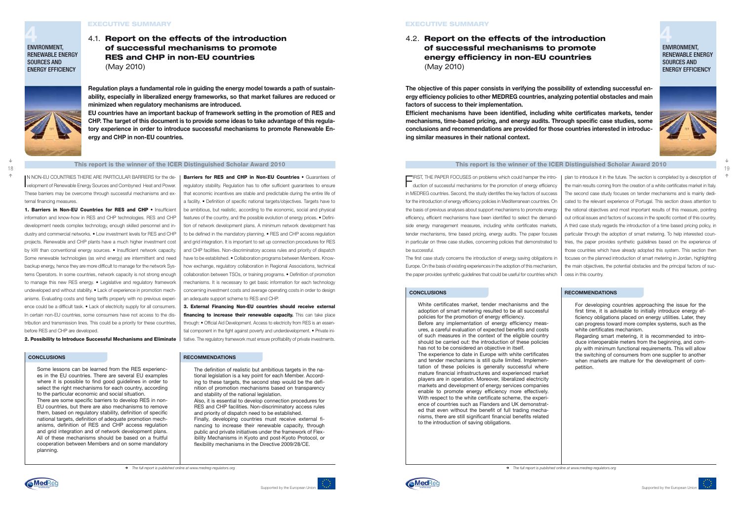## EXECUTIVE SUMMARY

# 4 ENVIRONMENT, RENEWABLE ENERGY SOURCES AND ENERGY EFFICIENCY

## 4.1. Report on the effects of the introduction of successful mechanisms to promote RES and CHP in non-EU countries (May 2010)

**Regulation plays a fundamental role in guiding the energy model towards a path of sustainability, especially in liberalized energy frameworks, so that market failures are reduced or minimized when regulatory mechanisms are introduced.**

**EU countries have an important backup of framework setting in the promotion of RES and CHP. The target of this document is to provide some ideas to take advantage of this regulatory experience in order to introduce successful mechanisms to promote Renewable Energy and CHP in non-EU countries.**

**This report is the winner of the ICER Distinguished Scholar Award 2010**

IN NON-EU COUNTRIES THERE ARE PARTICULAR BARRIERS for the development of Renewable Energy Sources and Combyned Heat and Power. These barriers may be overcome through successful mechanisms and external financing measures.

**1. Barriers in Non-EU Countries for RES and CHP** • Insufficient information and know-how in RES and CHP technologies. RES and CHP development needs complex technology, enough skilled personnel and industry and commercial networks. • Low investment levels for RES and CHP projects. Renewable and CHP plants have a much higher investment cost by kW than conventional energy sources. • Insufficient network capacity. Some renewable technologies (as wind energy) are intermittent and need backup energy, hence they are more difficult to manage for the network Systems Operators. In some countries, network capacity is not strong enough to manage this new RES energy. • Legislative and regulatory framework undeveloped and without stability. • Lack of experience in promotion mechanisms. Evaluating costs and fixing tariffs properly with no previous experience could be a difficult task. • Lack of electricity supply for all consumers. In certain non-EU countries, some consumers have not access to the distribution and transmission lines. This could be a priority for these countries, before RES and CHP are developed.

**2. Possibility to Introduce Successful Mechanisms and Eliminate Barriers for RES and CHP in Non-EU Countries** • Guarantees of regulatory stability. Regulation has to offer sufficient guarantees to ensure that economic incentives are stable and predictable during the entire life of a facility. • Definition of specific national targets/objectives. Targets have to be ambitious, but realistic, according to the economic, social and physical features of the country, and the possible evolution of energy prices. • Definition of network development plans. A minimum network development has to be defined in the mandatory planning. • RES and CHP access regulation and grid integration. It is important to set up connection procedures for RES and CHP facilities. Non-discriminatory access rules and priority of dispatch have to be established. • Collaboration programs between Members. Know-how exchange, regulatory collaboration in Regional Associations, technical collaboration between TSOs, or training programs. • Definition of promotion mechanisms. It is necessary to get basic information for each technology concerning investment costs and average operating costs in order to design an adequate support scheme to RES and CHP.

**3. External Financing Non-EU countries should receive external financing to increase their renewable capacity.** This can take place through: • Official Aid Development. Access to electricity from RES is an essential component in the fight against poverty and underdevelopment. • Private initiative. The regulatory framework must ensure profitability of private investments.

### CONCLUSIONS

Some lessons can be learned from the RES experiences in the EU countries. There are several EU examples where it is possible to find good guidelines in order to select the right mechanisms for each country, according to the particular economic and social situation.

There are some specific barriers to develop RES in non-EU countries, but there are also mechanisms to remove them, based on regulatory stability, definition of specific national targets, definition of adequate promotion mechanisms, definition of RES and CHP access regulation and grid integration and of network development plans. All of these mechanisms should be based on a fruitful cooperation between Members and on some mandatory planning.

### RECOMMENDATIONS

The definition of realistic but ambitious targets in the national legislation is a key point for each Member. According to these targets, the second step would be the definition of promotion mechanisms based on transparency and stability of the national legislation.

Also, it is essential to develop connection procedures for RES and CHP facilities. Non-discriminatory access rules and priority of dispatch need to be established.

Finally, developing countries must receive external financing to increase their renewable capacity, through public and private initiatives under the framework of Flexibility Mechanisms in Kyoto and post-Kyoto Protocol, or flexibility mechanisms in the Directive 2009/28/CE.

→ *The full report is published online at www.medreg-regulators.org*

## 4.2. Report on the effects of the introduction of successful mechanisms to promote energy efficiency in non-EU countries (May 2010)

**The objective of this paper consists in verifying the possibility of extending successful energy efficiency policies to other MEDREG countries, analyzing potential obstacles and main factors of success to their implementation.**

**Efficient mechanisms have been identified, including white certificates markets, tender mechanisms, time-based pricing, and energy audits. Through specific case studies, some conclusions and recommendations are provided for those countries interested in introducing similar measures in their national context.**

**This report is the winner of the ICER Distinguished Scholar Award 2010**

FIRST, THE PAPER FOCUSES ON problems which could hamper the introduction of successful mechanisms for the promotion of energy efficiency in MEDREG countries. Second, the study identifies the key factors of success for the introduction of energy efficiency policies in Mediterranean countries. On the basis of previous analyses about support mechanisms to promote energy efficiency, efficient mechanisms have been identified to select the demand-side energy management measures, including white certificates markets, tender mechanisms, time based pricing, energy audits. The paper focuses in particular on three case studies, concerning policies that demonstrated to be successful.

The first case study concerns the introduction of energy saving obligations in Europe. On the basis of existing experiences in the adoption of this mechanism, the paper provides synthetic guidelines that could be useful for countries which plan to introduce it in the future. The section is completed by a description of the main results coming from the creation of a white certificates market in Italy. The second case study focuses on tender mechanisms and is mainly dedicated to the relevant experience of Portugal. This section draws attention to the rational objectives and most important results of this measure, pointing out critical issues and factors of success in the specific context of this country. A third case study regards the introduction of a time based pricing policy, in particular through the adoption of smart metering. To help interested countries, the paper provides synthetic guidelines based on the experience of those countries which have already adopted this system. This section then focuses on the planned introduction of smart metering in Jordan, highlighting the main objectives, the potential obstacles and the principal factors of success in this country.

### CONCLUSIONS

White certificates market, tender mechanisms and the adoption of smart metering resulted to be all successful policies for the promotion of energy efficiency.

Before any implementation of energy efficiency measures, a careful evaluation of expected benefits and costs of such measures in the context of the eligible country should be carried out: the introduction of these policies has not to be considered an objective in itself.

The experience to date in Europe with white certificates and tender mechanisms is still quite limited. Implementation of these policies is generally successful where mature financial infrastructures and experienced market players are in operation. Moreover, liberalized electricity markets and development of energy services companies enable to promote energy efficiency more effectively. With respect to the white certificate scheme, the experience of countries such as Flanders and UK demonstrated that even without the benefit of full trading mechanisms, there are still significant financial benefits related to the introduction of saving obligations.

### RECOMMENDATIONS

For developing countries approaching the issue for the first time, it is advisable to initially introduce energy efficiency obligations placed on energy utilities. Later, they can progress toward more complex systems, such as the white certificates mechanism.

Regarding smart metering, it is recommended to introduce interoperable meters from the beginning, and comply with minimum functional requirements. This will allow the switching of consumers from one supplier to another when markets are mature for the development of competition.

→ *The full report is published online at www.medreg-regulators.org*

Supported by the European Union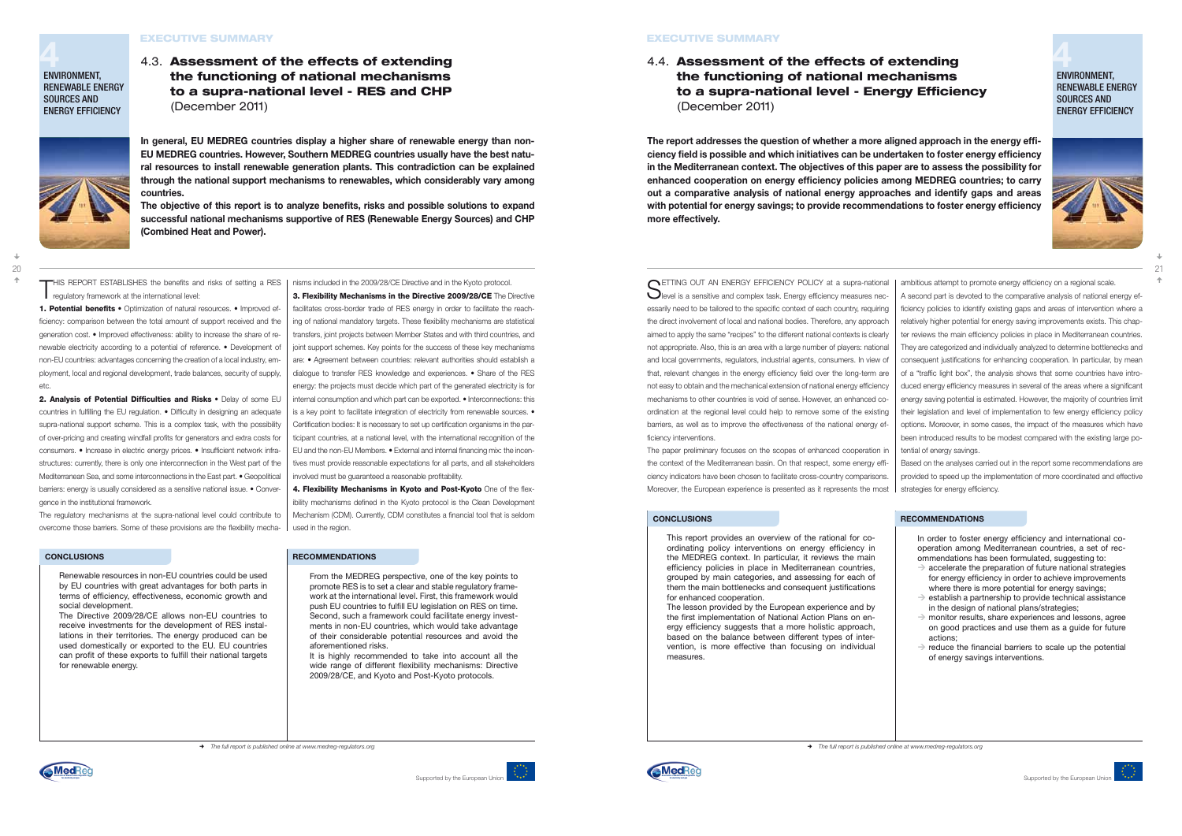## 4.3. Assessment of the effects of extending the functioning of national mechanisms to a supra-national level - RES and CHP (December 2011)

ENVIRONMENT, RENEWABLE ENERGY SOURCES AND ENERGY EFFICIENCY

**In general, EU MEDREG countries display a higher share of renewable energy than non-EU MEDREG countries. However, Southern MEDREG countries usually have the best natural resources to install renewable generation plants. This contradiction can be explained through the national support mechanisms to renewables, which considerably vary among countries.**

**The objective of this report is to analyze benefits, risks and possible solutions to expand successful national mechanisms supportive of RES (Renewable Energy Sources) and CHP (Combined Heat and Power).**

THIS REPORT ESTABLISHES the benefits and risks of setting a RES regulatory framework at the international level:

**1. Potential benefits** • Optimization of natural resources. • Improved efficiency: comparison between the total amount of support received and the generation cost. • Improved effectiveness: ability to increase the share of renewable electricity according to a potential of reference. • Development of non-EU countries: advantages concerning the creation of a local industry, employment, local and regional development, trade balances, security of supply, etc.

**2. Analysis of Potential Difficulties and Risks** • Delay of some EU countries in fulfilling the EU regulation. • Difficulty in designing an adequate supra-national support scheme. This is a complex task, with the possibility of over-pricing and creating windfall profits for generators and extra costs for consumers. • Increase in electric energy prices. • Insufficient network infrastructures: currently, there is only one interconnection in the West part of the Mediterranean Sea, and some interconnections in the East part. • Geopolitical barriers: energy is usually considered as a sensitive national issue. • Convergence in the institutional framework.

The regulatory mechanisms at the supra-national level could contribute to overcome those barriers. Some of these provisions are the flexibility mechanisms included in the 2009/28/CE Directive and in the Kyoto protocol.

**3. Flexibility Mechanisms in the Directive 2009/28/CE** The Directive facilitates cross-border trade of RES energy in order to facilitate the reaching of national mandatory targets. These flexibility mechanisms are statistical transfers, joint projects between Member States and with third countries, and joint support schemes. Key points for the success of these key mechanisms are: • Agreement between countries: relevant authorities should establish a dialogue to transfer RES knowledge and experiences. • Share of the RES energy: the projects must decide which part of the generated electricity is for internal consumption and which part can be exported. • Interconnections: this is a key point to facilitate integration of electricity from renewable sources. • Certification bodies: It is necessary to set up certification organisms in the participant countries, at a national level, with the international recognition of the EU and the non-EU Members. • External and internal financing mix: the incentives must provide reasonable expectations for all parts, and all stakeholders involved must be guaranteed a reasonable profitability.

**4. Flexibility Mechanisms in Kyoto and Post-Kyoto** One of the flexibility mechanisms defined in the Kyoto protocol is the Clean Development Mechanism (CDM). Currently, CDM constitutes a financial tool that is seldom used in the region.

### CONCLUSIONS

Renewable resources in non-EU countries could be used by EU countries with great advantages for both parts in terms of efficiency, effectiveness, economic growth and social development.

The Directive 2009/28/CE allows non-EU countries to receive investments for the development of RES installations in their territories. The energy produced can be used domestically or exported to the EU. EU countries can profit of these exports to fulfill their national targets for renewable energy.

### RECOMMENDATIONS

From the MEDREG perspective, one of the key points to promote RES is to set a clear and stable regulatory framework at the international level. First, this framework would push EU countries to fulfill EU legislation on RES on time. Second, such a framework could facilitate energy investments in non-EU countries, which would take advantage of their considerable potential resources and avoid the aforementioned risks.

It is highly recommended to take into account all the wide range of different flexibility mechanisms: Directive 2009/28/CE, and Kyoto and Post-Kyoto protocols.

➔ *The full report is published online at www.medreg-regulators.org*

## 4.4. Assessment of the effects of extending the functioning of national mechanisms to a supra-national level - Energy Efficiency (December 2011)

ENVIRONMENT, RENEWABLE ENERGY SOURCES AND ENERGY EFFICIENCY

**The report addresses the question of whether a more aligned approach in the energy efficiency field is possible and which initiatives can be undertaken to foster energy efficiency in the Mediterranean context. The objectives of this paper are to assess the possibility for enhanced cooperation on energy efficiency policies among MEDREG countries; to carry out a comparative analysis of national energy approaches and identify gaps and areas with potential for energy savings; to provide recommendations to foster energy efficiency more effectively.**

SETTING OUT AN ENERGY EFFICIENCY POLICY at a supra-national level is a sensitive and complex task. Energy efficiency measures necessarily need to be tailored to the specific context of each country, requiring the direct involvement of local and national bodies. Therefore, any approach aimed to apply the same "recipes" to the different national contexts is clearly not appropriate. Also, this is an area with a large number of players: national and local governments, regulators, industrial agents, consumers. In view of that, relevant changes in the energy efficiency field over the long-term are not easy to obtain and the mechanical extension of national energy efficiency mechanisms to other countries is void of sense. However, an enhanced co-ordination at the regional level could help to remove some of the existing barriers, as well as to improve the effectiveness of the national energy efficiency interventions.

The paper preliminary focuses on the scopes of enhanced cooperation in the context of the Mediterranean basin. On that respect, some energy efficiency indicators have been chosen to facilitate cross-country comparisons. Moreover, the European experience is presented as it represents the most ambitious attempt to promote energy efficiency on a regional scale.

A second part is devoted to the comparative analysis of national energy efficiency policies to identify existing gaps and areas of intervention where a relatively higher potential for energy saving improvements exists. This chapter reviews the main efficiency policies in place in Mediterranean countries. They are categorized and individually analyzed to determine bottlenecks and consequent justifications for enhancing cooperation. In particular, by mean of a "traffic light box", the analysis shows that some countries have introduced energy efficiency measures in several of the areas where a significant energy saving potential is estimated. However, the majority of countries limit their legislation and level of implementation to few energy efficiency policy options. Moreover, in some cases, the impact of the measures which have been introduced results to be modest compared with the existing large potential of energy savings.

Based on the analyses carried out in the report some recommendations are provided to speed up the implementation of more coordinated and effective strategies for energy efficiency.

### CONCLUSIONS

This report provides an overview of the rational for co-ordinating policy interventions on energy efficiency in the MEDREG context. In particular, it reviews the main efficiency policies in place in Mediterranean countries, grouped by main categories, and assessing for each of them the main bottlenecks and consequent justifications for enhanced cooperation.

The lesson provided by the European experience and by the first implementation of National Action Plans on energy efficiency suggests that a more holistic approach, based on the balance between different types of intervention, is more effective than focusing on individual measures.

### RECOMMENDATIONS

In order to foster energy efficiency and international co-operation among Mediterranean countries, a set of recommendations has been formulated, suggesting to:

- ➔ accelerate the preparation of future national strategies for energy efficiency in order to achieve improvements where there is more potential for energy savings;
- ➔ establish a partnership to provide technical assistance in the design of national plans/strategies;
- ➔ monitor results, share experiences and lessons, agree on good practices and use them as a guide for future actions;
- ➔ reduce the financial barriers to scale up the potential of energy savings interventions.

➔ *The full report is published online at www.medreg-regulators.org*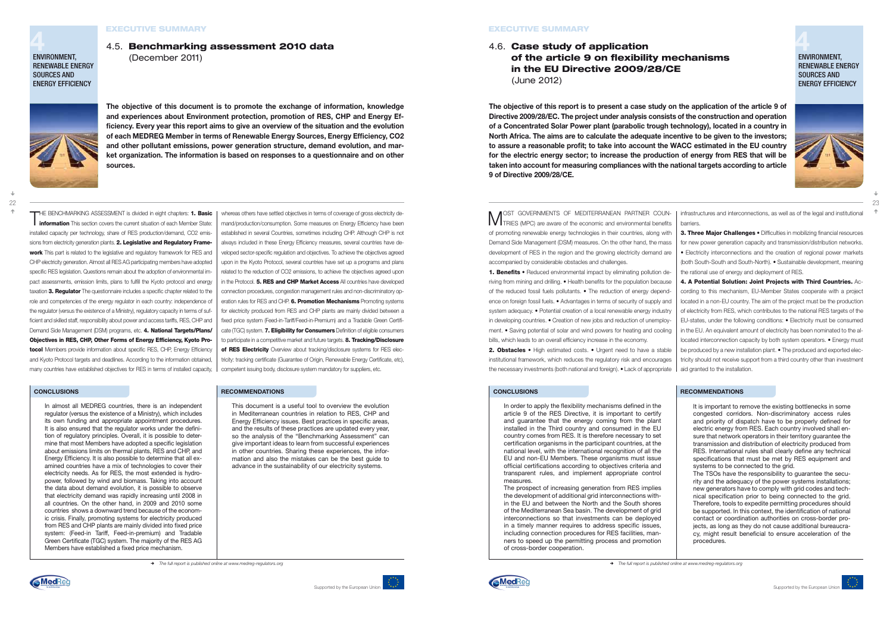## 4.5. **Benchmarking assessment 2010 data**

(December 2011)

**The objective of this document is to promote the exchange of information, knowledge and experiences about Environment protection, promotion of RES, CHP and Energy Efficiency. Every year this report aims to give an overview of the situation and the evolution of each MEDREG Member in terms of Renewable Energy Sources, Energy Efficiency, CO2 and other pollutant emissions, power generation structure, demand evolution, and market organization. The information is based on responses to a questionnaire and on other sources.**

THE BENCHMARKING ASSESSMENT is divided in eight chapters: **1. Basic information** This section covers the current situation of each Member State: installed capacity per technology, share of RES production/demand, $CO_2$ emissions from electricity generation plants. **2. Legislative and Regulatory Framework** This part is related to the legislative and regulatory framework for RES and CHP electricity generation. Almost all RES AG participating members have adopted specific RES legislation. Questions remain about the adoption of environmental impact assessments, emission limits, plans to fulfill the Kyoto protocol and energy taxation **3. Regulator** The questionnaire includes a specific chapter related to the role and competencies of the energy regulator in each country: independence of the regulator (versus the existence of a Ministry), regulatory capacity in terms of sufficient and skilled staff, responsibility about power and access tariffs, RES, CHP and Demand Side Management (DSM) programs, etc. **4. National Targets/Plans/Objectives in RES, CHP, Other Forms of Energy Efficiency, Kyoto Protocol** Members provide information about specific RES, CHP, Energy Efficiency and Kyoto Protocol targets and deadlines. According to the information obtained, many countries have established objectives for RES in terms of installed capacity, whereas others have settled objectives in terms of coverage of gross electricity demand/production/consumption. Some measures on Energy Efficiency have been established in several Countries, sometimes including CHP. Although CHP is not always included in these Energy Efficiency measures, several countries have developed sector-specific regulation and objectives. To achieve the objectives agreed upon in the Kyoto Protocol, several countries have set up a programs and plans related to the reduction of $CO_2$ emissions, to achieve the objectives agreed upon in the Protocol. **5. RES and CHP Market Access** All countries have developed connection procedures, congestion management rules and non-discriminatory operation rules for RES and CHP. **6. Promotion Mechanisms** Promoting systems for electricity produced from RES and CHP plants are mainly divided between a fixed price system (Feed-in-Tariff/Feed-in-Premium) and a Tradable Green Certificate (TGC) system. **7. Eligibility for Consumers** Definition of eligible consumers to participate in a competitive market and future targets. **8. Tracking/Disclosure of RES Electricity** Overview about tracking/disclosure systems for RES electricity: tracking certificate (Guarantee of Origin, Renewable Energy Certificate, etc), competent issuing body, disclosure system mandatory for suppliers, etc.

### CONCLUSIONS

In almost all MEDREG countries, there is an independent regulator (versus the existence of a Ministry), which includes its own funding and appropriate appointment procedures. It is also ensured that the regulator works under the definition of regulatory principles. Overall, it is possible to determine that most Members have adopted a specific legislation about emissions limits on thermal plants, RES and CHP, and Energy Efficiency. It is also possible to determine that all examined countries have a mix of technologies to cover their electricity needs. As for RES, the most extended is hydropower, followed by wind and biomass. Taking into account the data about demand evolution, it is possible to observe that electricity demand was rapidly increasing until 2008 in all countries. On the other hand, in 2009 and 2010 some countries shows a downward trend because of the economic crisis. Finally, promoting systems for electricity produced from RES and CHP plants are mainly divided into fixed price system: (Feed-in Tariff, Feed-in-premium) and Tradable Green Certificate (TGC) system. The majority of the RES AG Members have established a fixed price mechanism.

### RECOMMENDATIONS

This document is a useful tool to overview the evolution in Mediterranean countries in relation to RES, CHP and Energy Efficiency issues. Best practices in specific areas, and the results of these practices are updated every year, so the analysis of the "Benchmarking Assessment" can give important ideas to learn from successful experiences in other countries. Sharing these experiences, the information and also the mistakes can be the best guide to advance in the sustainability of our electricity systems.

*The full report is published online at www.medreg-regulators.org*

## 4.6. **Case study of application of the article 9 on flexibility mechanisms in the EU Directive 2009/28/CE**

(June 2012)

**The objective of this report is to present a case study on the application of the article 9 of Directive 2009/28/EC. The project under analysis consists of the construction and operation of a Concentrated Solar Power plant (parabolic trough technology), located in a country in North Africa. The aims are to calculate the adequate incentive to be given to the investors; to assure a reasonable profit; to take into account the WACC estimated in the EU country for the electric energy sector; to increase the production of energy from RES that will be taken into account for measuring compliances with the national targets according to article 9 of Directive 2009/28/CE.**

MOST GOVERNMENTS OF MEDITERRANEAN PARTNER COUNTRIES (MPC) are aware of the economic and environmental benefits of promoting renewable energy technologies in their countries, along with Demand Side Management (DSM) measures. On the other hand, the mass development of RES in the region and the growing electricity demand are accompanied by considerable obstacles and challenges.

**1. Benefits** • Reduced environmental impact by eliminating pollution deriving from mining and drilling. • Health benefits for the population because of the reduced fossil fuels pollutants. • The reduction of energy dependence on foreign fossil fuels. • Advantages in terms of security of supply and system adequacy. • Potential creation of a local renewable energy industry in developing countries. • Creation of new jobs and reduction of unemployment. • Saving potential of solar and wind powers for heating and cooling bills, which leads to an overall efficiency increase in the economy.

**2. Obstacles** • High estimated costs. • Urgent need to have a stable institutional framework, which reduces the regulatory risk and encourages the necessary investments (both national and foreign). • Lack of appropriate infrastructures and interconnections, as well as of the legal and institutional barriers.

**3. Three Major Challenges** • Difficulties in mobilizing financial resources for new power generation capacity and transmission/distribution networks. • Electricity interconnections and the creation of regional power markets (both South-South and South-North). • Sustainable development, meaning the rational use of energy and deployment of RES.

**4. A Potential Solution: Joint Projects with Third Countries.** According to this mechanism, EU-Member States cooperate with a project located in a non-EU country. The aim of the project must be the production of electricity from RES, which contributes to the national RES targets of the EU-states, under the following conditions: • Electricity must be consumed in the EU. An equivalent amount of electricity has been nominated to the allocated interconnection capacity by both system operators. • Energy must be produced by a new installation plant. • The produced and exported electricity should not receive support from a third country other than investment aid granted to the installation.

### CONCLUSIONS

In order to apply the flexibility mechanisms defined in the article 9 of the RES Directive, it is important to certify and guarantee that the energy coming from the plant installed in the Third country and consumed in the EU country comes from RES. It is therefore necessary to set certification organisms in the participant countries, at the national level, with the international recognition of all the EU and non-EU Members. These organisms must issue official certifications according to objectives criteria and transparent rules, and implement appropriate control measures.

The prospect of increasing generation from RES implies the development of additional grid interconnections within the EU and between the North and the South shores of the Mediterranean Sea basin. The development of grid interconnections so that investments can be deployed in a timely manner requires to address specific issues, including connection procedures for RES facilities, manners to speed up the permitting process and promotion of cross-border cooperation.

### RECOMMENDATIONS

It is important to remove the existing bottlenecks in some congested corridors. Non-discriminatory access rules and priority of dispatch have to be properly defined for electric energy from RES. Each country involved shall ensure that network operators in their territory guarantee the transmission and distribution of electricity produced from RES. International rules shall clearly define any technical specifications that must be met by RES equipment and systems to be connected to the grid.

The TSOs have the responsibility to guarantee the security and the adequacy of the power systems installations; new generators have to comply with grid codes and technical specification prior to being connected to the grid. Therefore, tools to expedite permitting procedures should be supported. In this context, the identification of national contact or coordination authorities on cross-border projects, as long as they do not cause additional bureaucracy, might result beneficial to ensure acceleration of the procedures.

*The full report is published online at www.medreg-regulators.org*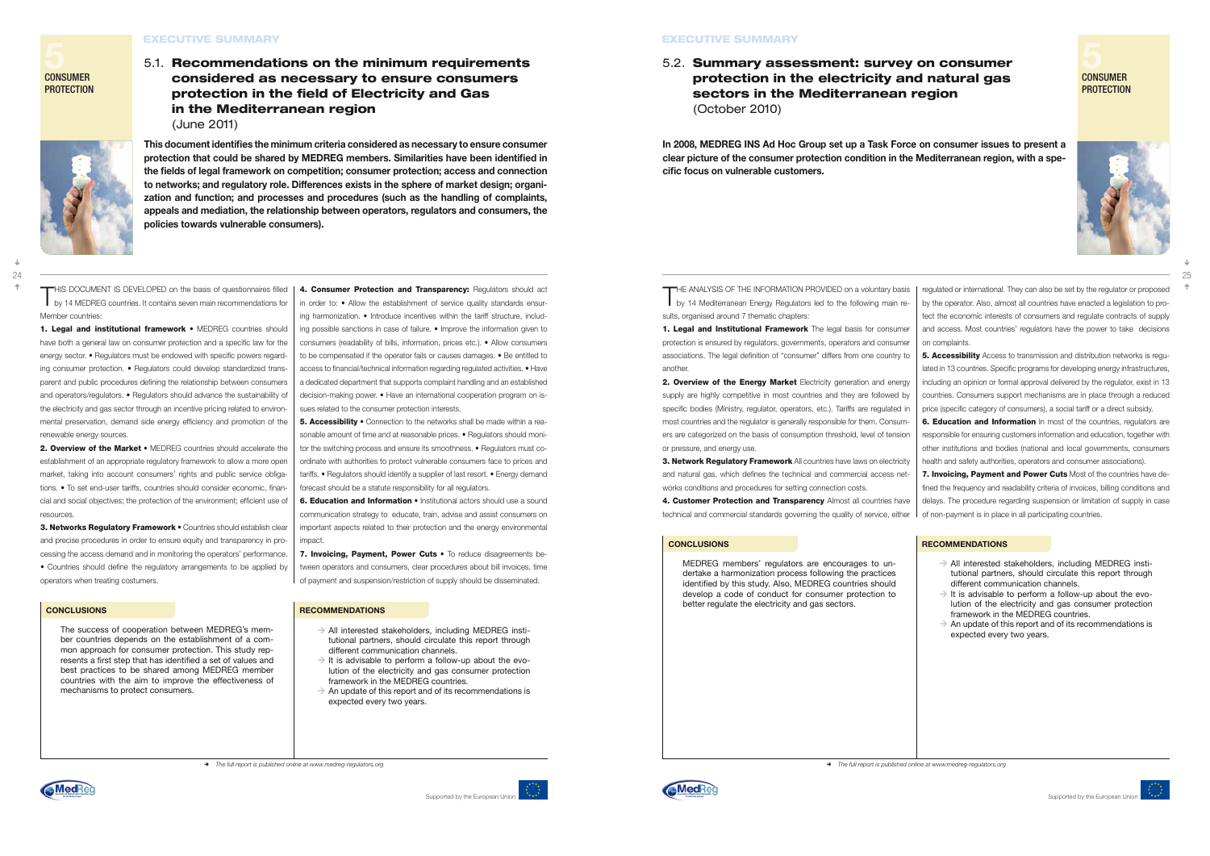EXECUTIVE SUMMARY

5 CONSUMER PROTECTION

## 5.1. Recommendations on the minimum requirements considered as necessary to ensure consumers protection in the field of Electricity and Gas in the Mediterranean region
(June 2011)

**This document identifies the minimum criteria considered as necessary to ensure consumer protection that could be shared by MEDREG members. Similarities have been identified in the fields of legal framework on competition; consumer protection; access and connection to networks; and regulatory role. Differences exists in the sphere of market design; organization and function; and processes and procedures (such as the handling of complaints, appeals and mediation, the relationship between operators, regulators and consumers, the policies towards vulnerable consumers).**

THIS DOCUMENT IS DEVELOPED on the basis of questionnaires filled by 14 MEDREG countries. It contains seven main recommendations for Member countries:

**1. Legal and institutional framework** • MEDREG countries should have both a general law on consumer protection and a specific law for the energy sector. • Regulators must be endowed with specific powers regarding consumer protection. • Regulators could develop standardized transparent and public procedures defining the relationship between consumers and operators/regulators. • Regulators should advance the sustainability of the electricity and gas sector through an incentive pricing related to environmental preservation, demand side energy efficiency and promotion of the renewable energy sources.

**2. Overview of the Market** • MEDREG countries should accelerate the establishment of an appropriate regulatory framework to allow a more open market, taking into account consumers' rights and public service obligations. • To set end-user tariffs, countries should consider economic, financial and social objectives; the protection of the environment; efficient use of resources.

**3. Networks Regulatory Framework** • Countries should establish clear and precise procedures in order to ensure equity and transparency in processing the access demand and in monitoring the operators' performance. • Countries should define the regulatory arrangements to be applied by operators when treating costumers.

**4. Consumer Protection and Transparency:** Regulators should act in order to: • Allow the establishment of service quality standards ensuring harmonization. • Introduce incentives within the tariff structure, including possible sanctions in case of failure. • Improve the information given to consumers (readability of bills, information, prices etc.). • Allow consumers to be compensated if the operator fails or causes damages. • Be entitled to access to financial/technical information regarding regulated activities. • Have a dedicated department that supports complaint handling and an established decision-making power. • Have an international cooperation program on issues related to the consumer protection interests.

**5. Accessibility** • Connection to the networks shall be made within a reasonable amount of time and at reasonable prices. • Regulators should monitor the switching process and ensure its smoothness. • Regulators must coordinate with authorities to protect vulnerable consumers face to prices and tariffs. • Regulators should identify a supplier of last resort. • Energy demand forecast should be a statute responsibility for all regulators.

**6. Education and Information** • Institutional actors should use a sound communication strategy to educate, train, advise and assist consumers on important aspects related to their protection and the energy environmental impact.

**7. Invoicing, Payment, Power Cuts** • To reduce disagreements between operators and consumers, clear procedures about bill invoices, time of payment and suspension/restriction of supply should be disseminated.

### CONCLUSIONS

The success of cooperation between MEDREG's member countries depends on the establishment of a common approach for consumer protection. This study represents a first step that has identified a set of values and best practices to be shared among MEDREG member countries with the aim to improve the effectiveness of mechanisms to protect consumers.

### RECOMMENDATIONS

- All interested stakeholders, including MEDREG institutional partners, should circulate this report through different communication channels.
- It is advisable to perform a follow-up about the evolution of the electricity and gas consumer protection framework in the MEDREG countries.
- An update of this report and of its recommendations is expected every two years.

→ *The full report is published online at www.medreg-regulators.org*

EXECUTIVE SUMMARY

5 CONSUMER PROTECTION

## 5.2. Summary assessment: survey on consumer protection in the electricity and natural gas sectors in the Mediterranean region
(October 2010)

**In 2008, MEDREG INS Ad Hoc Group set up a Task Force on consumer issues to present a clear picture of the consumer protection condition in the Mediterranean region, with a specific focus on vulnerable customers.**

THE ANALYSIS OF THE INFORMATION PROVIDED on a voluntary basis by 14 Mediterranean Energy Regulators led to the following main results, organised around 7 thematic chapters:

**1. Legal and Institutional Framework** The legal basis for consumer protection is ensured by regulators, governments, operators and consumer associations. The legal definition of "consumer" differs from one country to another.

**2. Overview of the Energy Market** Electricity generation and energy supply are highly competitive in most countries and they are followed by specific bodies (Ministry, regulator, operators, etc.). Tariffs are regulated in most countries and the regulator is generally responsible for them. Consumers are categorized on the basis of consumption threshold, level of tension or pressure, and energy use.

**3. Network Regulatory Framework** All countries have laws on electricity and natural gas, which defines the technical and commercial access networks conditions and procedures for setting connection costs.

**4. Customer Protection and Transparency** Almost all countries have technical and commercial standards governing the quality of service, either regulated or international. They can also be set by the regulator or proposed by the operator. Also, almost all countries have enacted a legislation to protect the economic interests of consumers and regulate contracts of supply and access. Most countries' regulators have the power to take decisions on complaints.

**5. Accessibility** Access to transmission and distribution networks is regulated in 13 countries. Specific programs for developing energy infrastructures, including an opinion or formal approval delivered by the regulator, exist in 13 countries. Consumers support mechanisms are in place through a reduced price (specific category of consumers), a social tariff or a direct subsidy.

**6. Education and Information** In most of the countries, regulators are responsible for ensuring customers information and education, together with other institutions and bodies (national and local governments, consumers health and safety authorities, operators and consumer associations).

**7. Invoicing, Payment and Power Cuts** Most of the countries have defined the frequency and readability criteria of invoices, billing conditions and delays. The procedure regarding suspension or limitation of supply in case of non-payment is in place in all participating countries.

### CONCLUSIONS

MEDREG members' regulators are encourages to undertake a harmonization process following the practices identified by this study. Also, MEDREG countries should develop a code of conduct for consumer protection to better regulate the electricity and gas sectors.

### RECOMMENDATIONS

- All interested stakeholders, including MEDREG institutional partners, should circulate this report through different communication channels.
- It is advisable to perform a follow-up about the evolution of the electricity and gas consumer protection framework in the MEDREG countries.
- An update of this report and of its recommendations is expected every two years.

→ *The full report is published online at www.medreg-regulators.org*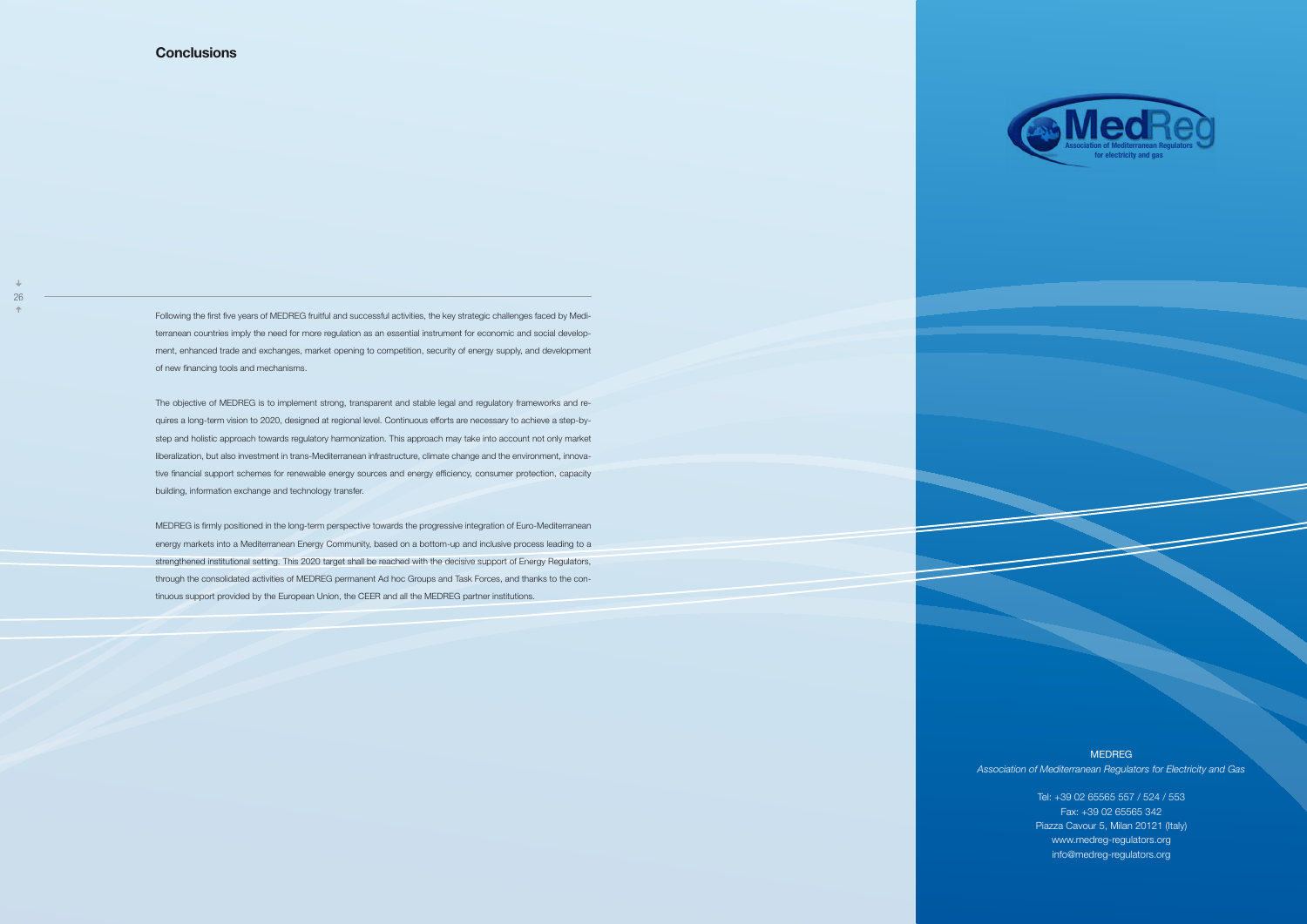## Conclusions

Following the first five years of MEDREG fruitful and successful activities, the key strategic challenges faced by Mediterranean countries imply the need for more regulation as an essential instrument for economic and social development, enhanced trade and exchanges, market opening to competition, security of energy supply, and development of new financing tools and mechanisms.

The objective of MEDREG is to implement strong, transparent and stable legal and regulatory frameworks and requires a long-term vision to 2020, designed at regional level. Continuous efforts are necessary to achieve a step-by-step and holistic approach towards regulatory harmonization. This approach may take into account not only market liberalization, but also investment in trans-Mediterranean infrastructure, climate change and the environment, innovative financial support schemes for renewable energy sources and energy efficiency, consumer protection, capacity building, information exchange and technology transfer.

MEDREG is firmly positioned in the long-term perspective towards the progressive integration of Euro-Mediterranean energy markets into a Mediterranean Energy Community, based on a bottom-up and inclusive process leading to a strengthened institutional setting. This 2020 target shall be reached with the decisive support of Energy Regulators, through the consolidated activities of MEDREG permanent Ad hoc Groups and Task Forces, and thanks to the continuous support provided by the European Union, the CEER and all the MEDREG partner institutions.

MedReg
Association of Mediterranean Regulators for electricity and gas

MEDREG
*Association of Mediterranean Regulators for Electricity and Gas*

Tel: +39 02 65565 557 / 524 / 553
Fax: +39 02 65565 342
Piazza Cavour 5, Milan 20121 (Italy)
www.medreg-regulators.org
info@medreg-regulators.org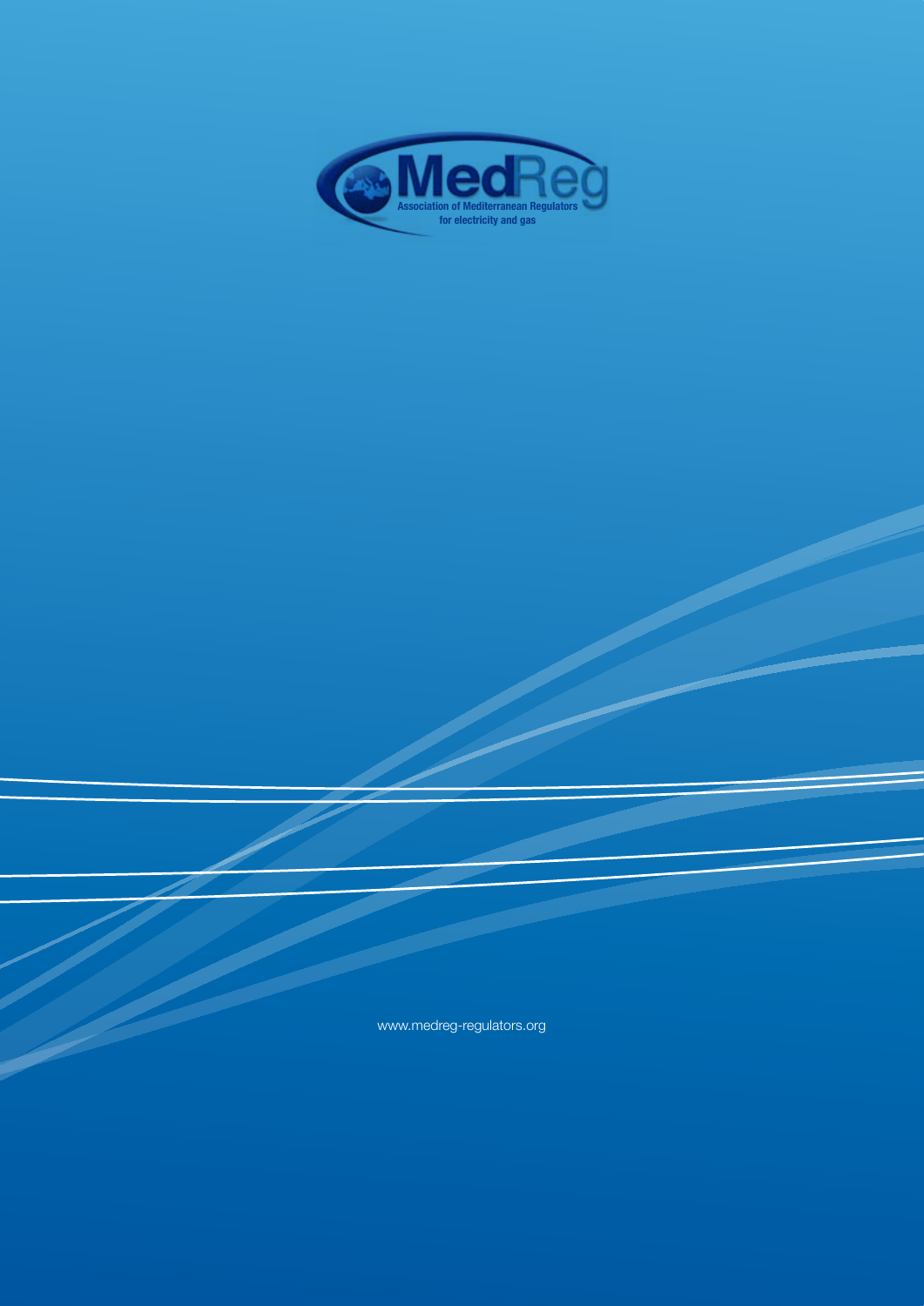MedReg

Association of Mediterranean Regulators for electricity and gas

www.medreg-regulators.org